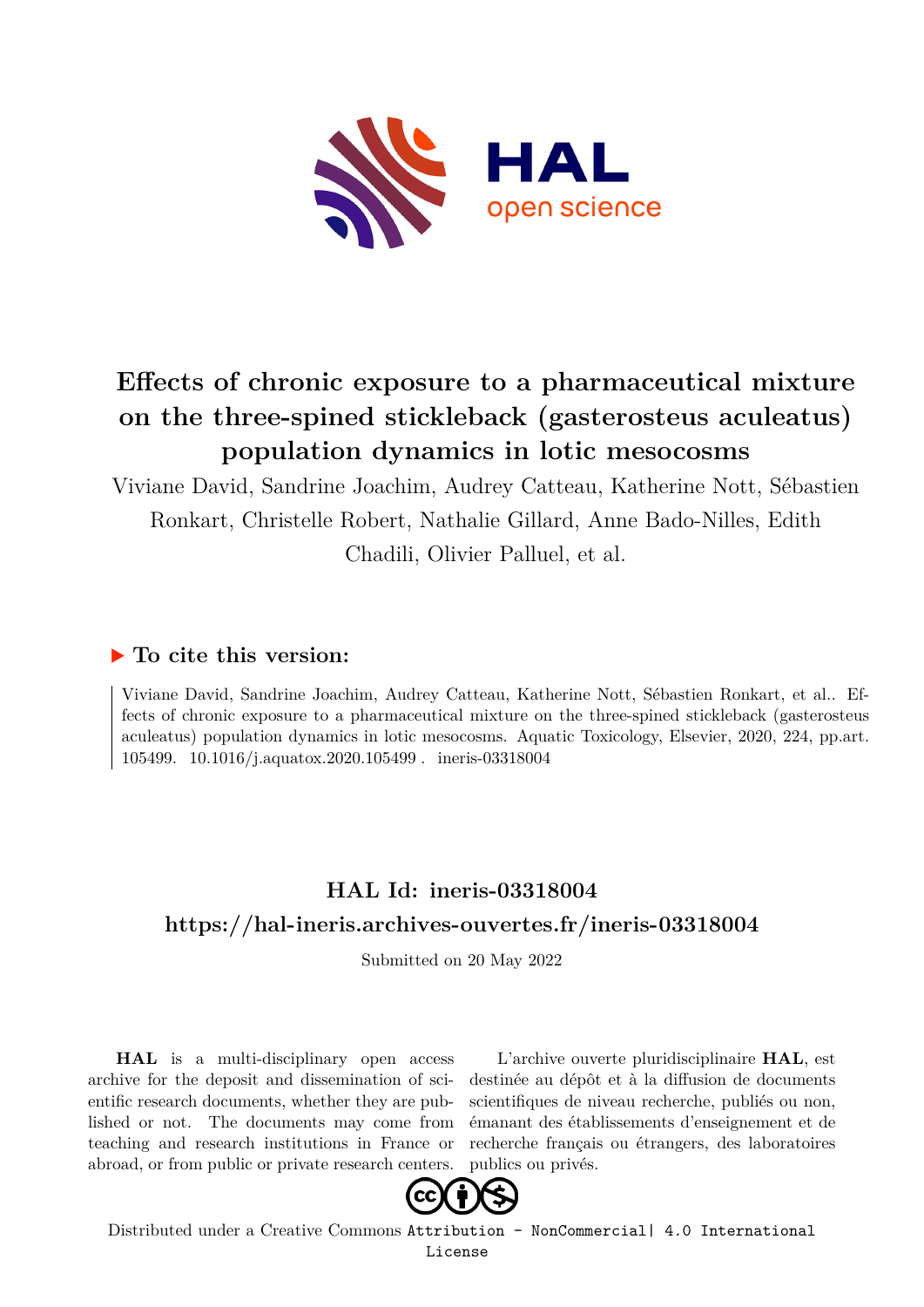# Effects of chronic exposure to a pharmaceutical mixture on the three-spined stickleback (gasterosteus aculeatus) population dynamics in lotic mesocosms

Viviane David, Sandrine Joachim, Audrey Catteau, Katherine Nott, Sébastien Ronkart, Christelle Robert, Nathalie Gillard, Anne Bado-Nilles, Edith Chadili, Olivier Palluel, et al.

## ▶ To cite this version:

Viviane David, Sandrine Joachim, Audrey Catteau, Katherine Nott, Sébastien Ronkart, et al.. Effects of chronic exposure to a pharmaceutical mixture on the three-spined stickleback (gasterosteus aculeatus) population dynamics in lotic mesocosms. Aquatic Toxicology, Elsevier, 2020, 224, pp.art. 105499. 10.1016/j.aquatox.2020.105499 . ineris-03318004

## HAL Id: ineris-03318004

## https://hal-ineris.archives-ouvertes.fr/ineris-03318004

Submitted on 20 May 2022

**HAL** is a multi-disciplinary open access archive for the deposit and dissemination of scientific research documents, whether they are published or not. The documents may come from teaching and research institutions in France or abroad, or from public or private research centers.

L'archive ouverte pluridisciplinaire **HAL**, est destinée au dépôt et à la diffusion de documents scientifiques de niveau recherche, publiés ou non, émanant des établissements d'enseignement et de recherche français ou étrangers, des laboratoires publics ou privés.

Distributed under a Creative Commons Attribution - NonCommercial| 4.0 International License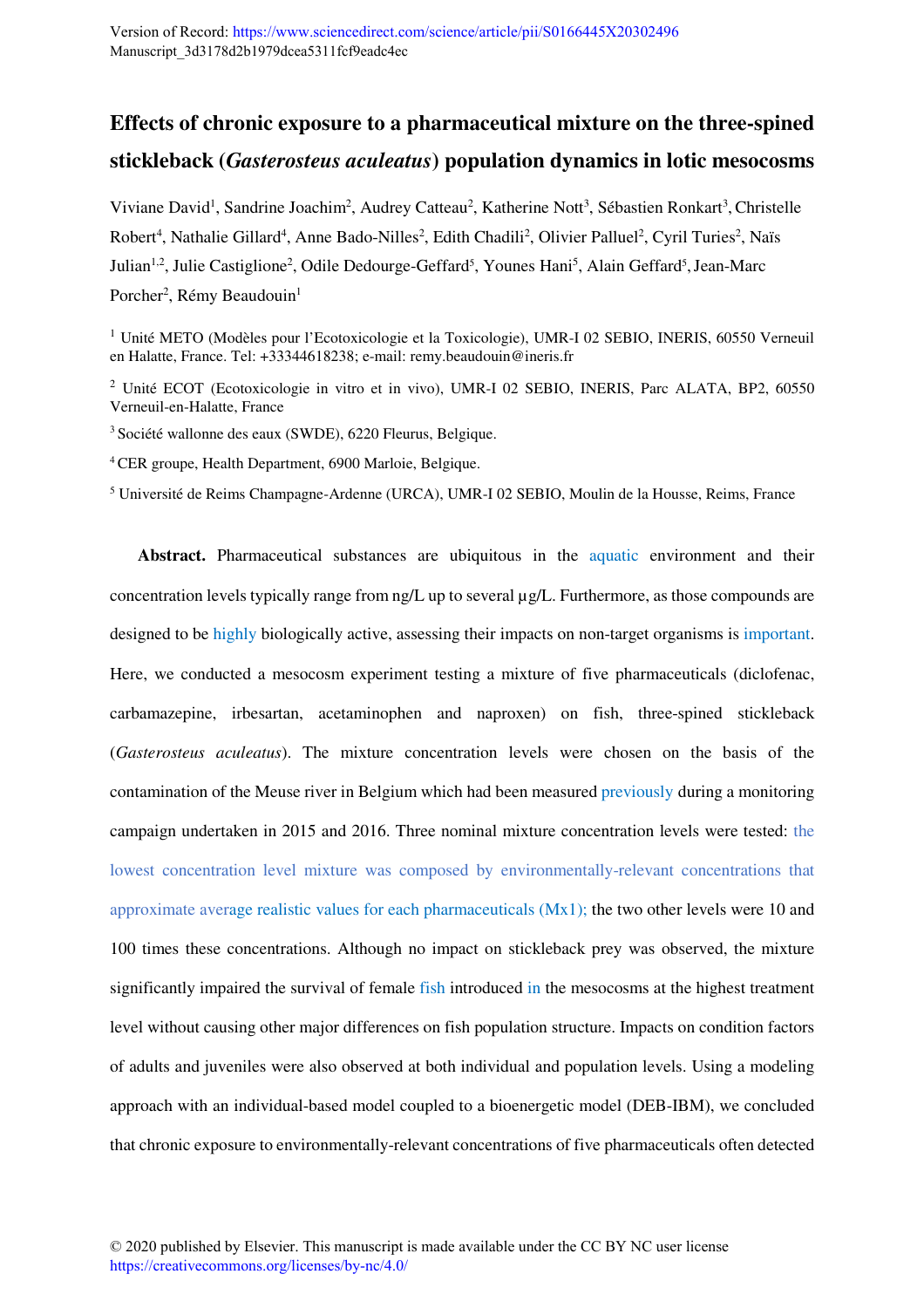Version of Record: https://www.sciencedirect.com/science/article/pii/S0166445X20302496
Manuscript_3d3178d2b1979dcea5311fcf9eadc4ec

# Effects of chronic exposure to a pharmaceutical mixture on the three-spined stickleback (*Gasterosteus aculeatus*) population dynamics in lotic mesocosms

Viviane David[1], Sandrine Joachim[2], Audrey Catteau[2], Katherine Nott[3], Sébastien Ronkart[3], Christelle Robert[4], Nathalie Gillard[4], Anne Bado-Nilles[2], Edith Chadili[2], Olivier Palluel[2], Cyril Turies[2], Naïs Julian[1,2], Julie Castiglione[2], Odile Dedourge-Geffard[5], Younes Hani[5], Alain Geffard[5], Jean-Marc Porcher[2], Rémy Beaudouin[1]

[1] Unité METO (Modèles pour l'Ecotoxicologie et la Toxicologie), UMR-I 02 SEBIO, INERIS, 60550 Verneuil en Halatte, France. Tel: +33344618238; e-mail: remy.beaudouin@ineris.fr

[2] Unité ECOT (Ecotoxicologie in vitro et in vivo), UMR-I 02 SEBIO, INERIS, Parc ALATA, BP2, 60550 Verneuil-en-Halatte, France

[3] Société wallonne des eaux (SWDE), 6220 Fleurus, Belgique.

[4] CER groupe, Health Department, 6900 Marloie, Belgique.

[5] Université de Reims Champagne-Ardenne (URCA), UMR-I 02 SEBIO, Moulin de la Housse, Reims, France

**Abstract.** Pharmaceutical substances are ubiquitous in the aquatic environment and their concentration levels typically range from ng/L up to several µg/L. Furthermore, as those compounds are designed to be highly biologically active, assessing their impacts on non-target organisms is important. Here, we conducted a mesocosm experiment testing a mixture of five pharmaceuticals (diclofenac, carbamazepine, irbesartan, acetaminophen and naproxen) on fish, three-spined stickleback (*Gasterosteus aculeatus*). The mixture concentration levels were chosen on the basis of the contamination of the Meuse river in Belgium which had been measured previously during a monitoring campaign undertaken in 2015 and 2016. Three nominal mixture concentration levels were tested: the lowest concentration level mixture was composed by environmentally-relevant concentrations that approximate average realistic values for each pharmaceuticals (Mx1); the two other levels were 10 and 100 times these concentrations. Although no impact on stickleback prey was observed, the mixture significantly impaired the survival of female fish introduced in the mesocosms at the highest treatment level without causing other major differences on fish population structure. Impacts on condition factors of adults and juveniles were also observed at both individual and population levels. Using a modeling approach with an individual-based model coupled to a bioenergetic model (DEB-IBM), we concluded that chronic exposure to environmentally-relevant concentrations of five pharmaceuticals often detected

© 2020 published by Elsevier. This manuscript is made available under the CC BY NC user license
https://creativecommons.org/licenses/by-nc/4.0/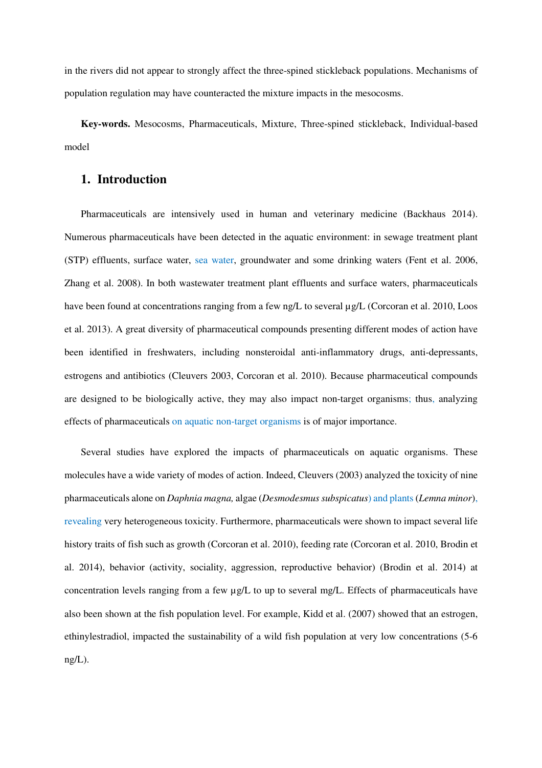in the rivers did not appear to strongly affect the three-spined stickleback populations. Mechanisms of population regulation may have counteracted the mixture impacts in the mesocosms.

**Key-words.** Mesocosms, Pharmaceuticals, Mixture, Three-spined stickleback, Individual-based model

## 1. Introduction

Pharmaceuticals are intensively used in human and veterinary medicine (Backhaus 2014). Numerous pharmaceuticals have been detected in the aquatic environment: in sewage treatment plant (STP) effluents, surface water, sea water, groundwater and some drinking waters (Fent et al. 2006, Zhang et al. 2008). In both wastewater treatment plant effluents and surface waters, pharmaceuticals have been found at concentrations ranging from a few ng/L to several µg/L (Corcoran et al. 2010, Loos et al. 2013). A great diversity of pharmaceutical compounds presenting different modes of action have been identified in freshwaters, including nonsteroidal anti-inflammatory drugs, anti-depressants, estrogens and antibiotics (Cleuvers 2003, Corcoran et al. 2010). Because pharmaceutical compounds are designed to be biologically active, they may also impact non-target organisms; thus, analyzing effects of pharmaceuticals on aquatic non-target organisms is of major importance.

Several studies have explored the impacts of pharmaceuticals on aquatic organisms. These molecules have a wide variety of modes of action. Indeed, Cleuvers (2003) analyzed the toxicity of nine pharmaceuticals alone on *Daphnia magna,* algae (*Desmodesmus subspicatus*) and plants (*Lemna minor*), revealing very heterogeneous toxicity. Furthermore, pharmaceuticals were shown to impact several life history traits of fish such as growth (Corcoran et al. 2010), feeding rate (Corcoran et al. 2010, Brodin et al. 2014), behavior (activity, sociality, aggression, reproductive behavior) (Brodin et al. 2014) at concentration levels ranging from a few µg/L to up to several mg/L. Effects of pharmaceuticals have also been shown at the fish population level. For example, Kidd et al. (2007) showed that an estrogen, ethinylestradiol, impacted the sustainability of a wild fish population at very low concentrations (5-6 ng/L).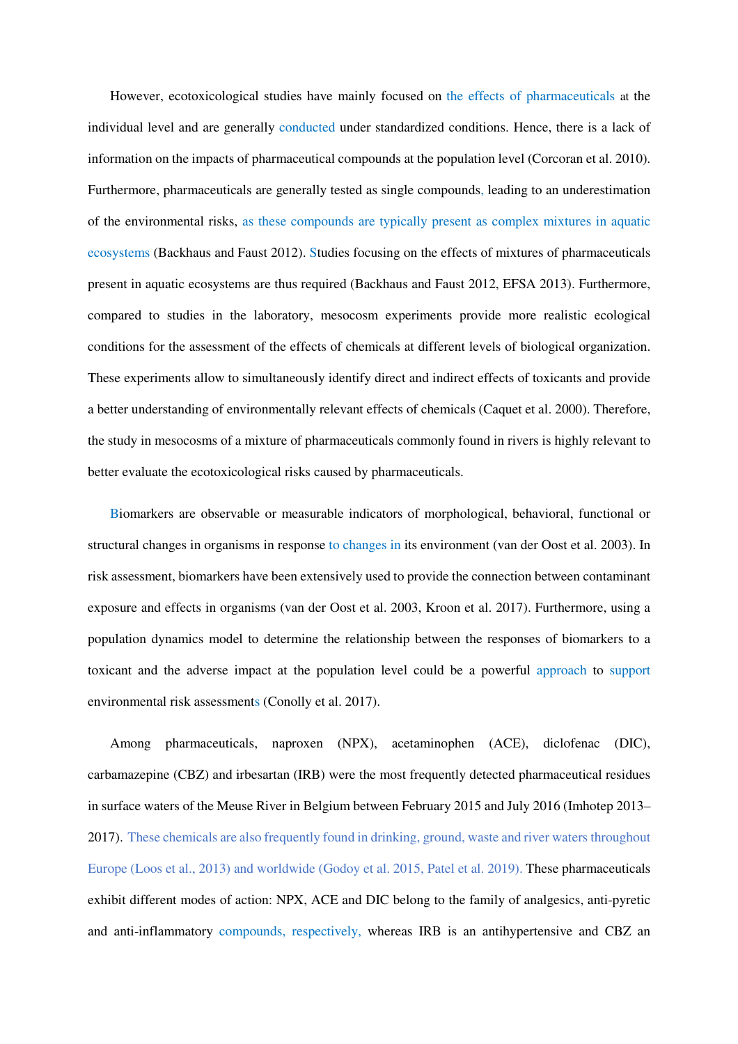However, ecotoxicological studies have mainly focused on the effects of pharmaceuticals at the individual level and are generally conducted under standardized conditions. Hence, there is a lack of information on the impacts of pharmaceutical compounds at the population level (Corcoran et al. 2010). Furthermore, pharmaceuticals are generally tested as single compounds, leading to an underestimation of the environmental risks, as these compounds are typically present as complex mixtures in aquatic ecosystems (Backhaus and Faust 2012). Studies focusing on the effects of mixtures of pharmaceuticals present in aquatic ecosystems are thus required (Backhaus and Faust 2012, EFSA 2013). Furthermore, compared to studies in the laboratory, mesocosm experiments provide more realistic ecological conditions for the assessment of the effects of chemicals at different levels of biological organization. These experiments allow to simultaneously identify direct and indirect effects of toxicants and provide a better understanding of environmentally relevant effects of chemicals (Caquet et al. 2000). Therefore, the study in mesocosms of a mixture of pharmaceuticals commonly found in rivers is highly relevant to better evaluate the ecotoxicological risks caused by pharmaceuticals.

Biomarkers are observable or measurable indicators of morphological, behavioral, functional or structural changes in organisms in response to changes in its environment (van der Oost et al. 2003). In risk assessment, biomarkers have been extensively used to provide the connection between contaminant exposure and effects in organisms (van der Oost et al. 2003, Kroon et al. 2017). Furthermore, using a population dynamics model to determine the relationship between the responses of biomarkers to a toxicant and the adverse impact at the population level could be a powerful approach to support environmental risk assessments (Conolly et al. 2017).

Among pharmaceuticals, naproxen (NPX), acetaminophen (ACE), diclofenac (DIC), carbamazepine (CBZ) and irbesartan (IRB) were the most frequently detected pharmaceutical residues in surface waters of the Meuse River in Belgium between February 2015 and July 2016 (Imhotep 2013–2017). These chemicals are also frequently found in drinking, ground, waste and river waters throughout Europe (Loos et al., 2013) and worldwide (Godoy et al. 2015, Patel et al. 2019). These pharmaceuticals exhibit different modes of action: NPX, ACE and DIC belong to the family of analgesics, anti-pyretic and anti-inflammatory compounds, respectively, whereas IRB is an antihypertensive and CBZ an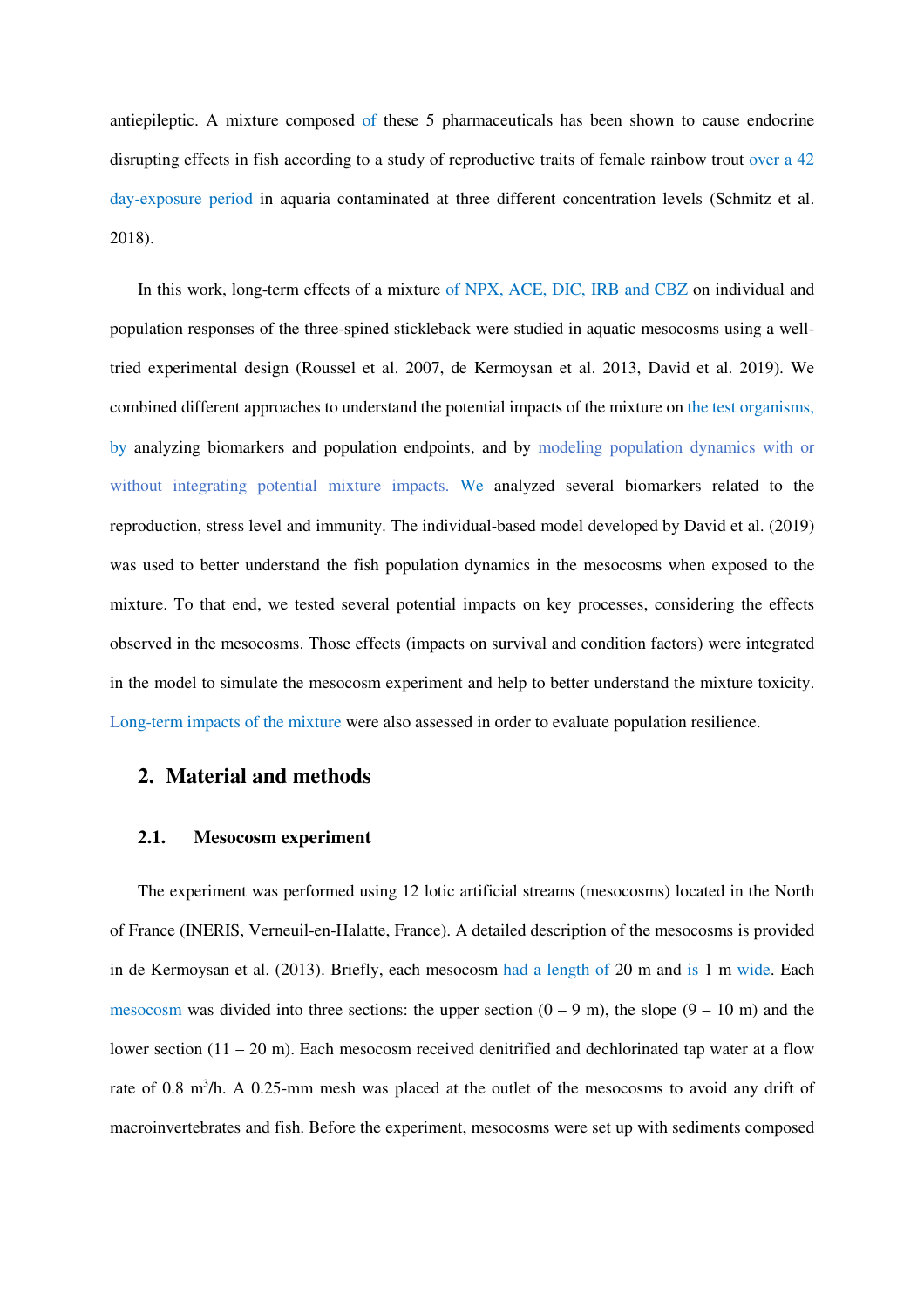antiepileptic. A mixture composed of these 5 pharmaceuticals has been shown to cause endocrine disrupting effects in fish according to a study of reproductive traits of female rainbow trout over a 42 day-exposure period in aquaria contaminated at three different concentration levels (Schmitz et al. 2018).

In this work, long-term effects of a mixture of NPX, ACE, DIC, IRB and CBZ on individual and population responses of the three-spined stickleback were studied in aquatic mesocosms using a well-tried experimental design (Roussel et al. 2007, de Kermoysan et al. 2013, David et al. 2019). We combined different approaches to understand the potential impacts of the mixture on the test organisms, by analyzing biomarkers and population endpoints, and by modeling population dynamics with or without integrating potential mixture impacts. We analyzed several biomarkers related to the reproduction, stress level and immunity. The individual-based model developed by David et al. (2019) was used to better understand the fish population dynamics in the mesocosms when exposed to the mixture. To that end, we tested several potential impacts on key processes, considering the effects observed in the mesocosms. Those effects (impacts on survival and condition factors) were integrated in the model to simulate the mesocosm experiment and help to better understand the mixture toxicity. Long-term impacts of the mixture were also assessed in order to evaluate population resilience.

## 2. Material and methods

### 2.1. Mesocosm experiment

The experiment was performed using 12 lotic artificial streams (mesocosms) located in the North of France (INERIS, Verneuil-en-Halatte, France). A detailed description of the mesocosms is provided in de Kermoysan et al. (2013). Briefly, each mesocosm had a length of 20 m and is 1 m wide. Each mesocosm was divided into three sections: the upper section (0 – 9 m), the slope (9 – 10 m) and the lower section (11 – 20 m). Each mesocosm received denitrified and dechlorinated tap water at a flow rate of 0.8 $m^3$/h. A 0.25-mm mesh was placed at the outlet of the mesocosms to avoid any drift of macroinvertebrates and fish. Before the experiment, mesocosms were set up with sediments composed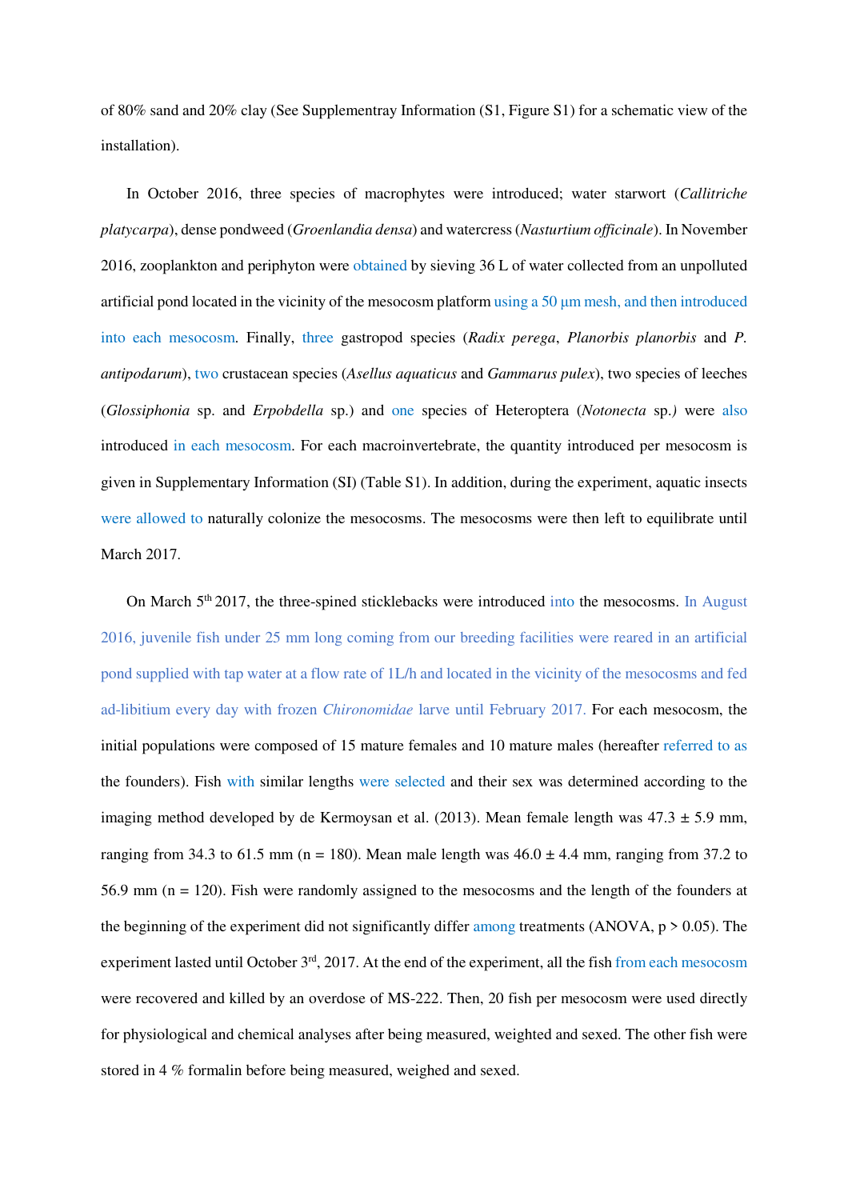of 80% sand and 20% clay (See Supplementray Information (S1, Figure S1) for a schematic view of the installation).

In October 2016, three species of macrophytes were introduced; water starwort (*Callitriche platycarpa*), dense pondweed (*Groenlandia densa*) and watercress (*Nasturtium officinale*). In November 2016, zooplankton and periphyton were obtained by sieving 36 L of water collected from an unpolluted artificial pond located in the vicinity of the mesocosm platform using a 50 µm mesh, and then introduced into each mesocosm. Finally, three gastropod species (*Radix perega*, *Planorbis planorbis* and *P. antipodarum*), two crustacean species (*Asellus aquaticus* and *Gammarus pulex*), two species of leeches (*Glossiphonia* sp. and *Erpobdella* sp.) and one species of Heteroptera (*Notonecta* sp.*)* were also introduced in each mesocosm. For each macroinvertebrate, the quantity introduced per mesocosm is given in Supplementary Information (SI) (Table S1). In addition, during the experiment, aquatic insects were allowed to naturally colonize the mesocosms. The mesocosms were then left to equilibrate until March 2017.

On March 5th 2017, the three-spined sticklebacks were introduced into the mesocosms. In August 2016, juvenile fish under 25 mm long coming from our breeding facilities were reared in an artificial pond supplied with tap water at a flow rate of 1L/h and located in the vicinity of the mesocosms and fed ad-libitium every day with frozen *Chironomidae* larve until February 2017. For each mesocosm, the initial populations were composed of 15 mature females and 10 mature males (hereafter referred to as the founders). Fish with similar lengths were selected and their sex was determined according to the imaging method developed by de Kermoysan et al. (2013). Mean female length was 47.3 ± 5.9 mm, ranging from 34.3 to 61.5 mm (n = 180). Mean male length was 46.0 ± 4.4 mm, ranging from 37.2 to 56.9 mm (n = 120). Fish were randomly assigned to the mesocosms and the length of the founders at the beginning of the experiment did not significantly differ among treatments (ANOVA, $p > 0.05$). The experiment lasted until October 3rd, 2017. At the end of the experiment, all the fish from each mesocosm were recovered and killed by an overdose of MS-222. Then, 20 fish per mesocosm were used directly for physiological and chemical analyses after being measured, weighted and sexed. The other fish were stored in 4 % formalin before being measured, weighed and sexed.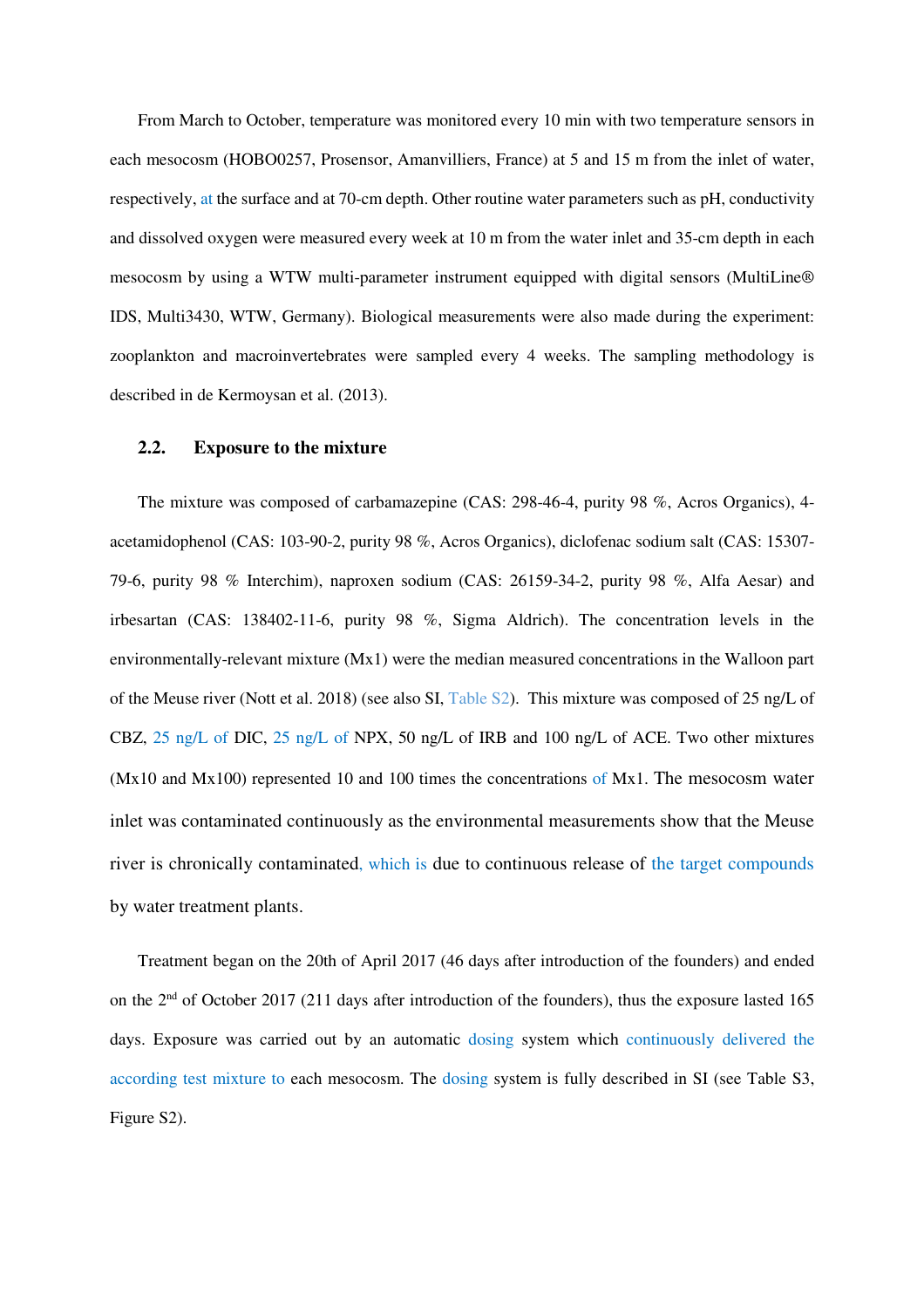From March to October, temperature was monitored every 10 min with two temperature sensors in each mesocosm (HOBO0257, Prosensor, Amanvilliers, France) at 5 and 15 m from the inlet of water, respectively, at the surface and at 70-cm depth. Other routine water parameters such as pH, conductivity and dissolved oxygen were measured every week at 10 m from the water inlet and 35-cm depth in each mesocosm by using a WTW multi-parameter instrument equipped with digital sensors (MultiLine® IDS, Multi3430, WTW, Germany). Biological measurements were also made during the experiment: zooplankton and macroinvertebrates were sampled every 4 weeks. The sampling methodology is described in de Kermoysan et al. (2013).

## 2.2. Exposure to the mixture

The mixture was composed of carbamazepine (CAS: 298-46-4, purity 98 %, Acros Organics), 4-acetamidophenol (CAS: 103-90-2, purity 98 %, Acros Organics), diclofenac sodium salt (CAS: 15307-79-6, purity 98 % Interchim), naproxen sodium (CAS: 26159-34-2, purity 98 %, Alfa Aesar) and irbesartan (CAS: 138402-11-6, purity 98 %, Sigma Aldrich). The concentration levels in the environmentally-relevant mixture (Mx1) were the median measured concentrations in the Walloon part of the Meuse river (Nott et al. 2018) (see also SI, Table S2). This mixture was composed of 25 ng/L of CBZ, 25 ng/L of DIC, 25 ng/L of NPX, 50 ng/L of IRB and 100 ng/L of ACE. Two other mixtures (Mx10 and Mx100) represented 10 and 100 times the concentrations of Mx1. The mesocosm water inlet was contaminated continuously as the environmental measurements show that the Meuse river is chronically contaminated, which is due to continuous release of the target compounds by water treatment plants.

Treatment began on the 20th of April 2017 (46 days after introduction of the founders) and ended on the 2nd of October 2017 (211 days after introduction of the founders), thus the exposure lasted 165 days. Exposure was carried out by an automatic dosing system which continuously delivered the according test mixture to each mesocosm. The dosing system is fully described in SI (see Table S3, Figure S2).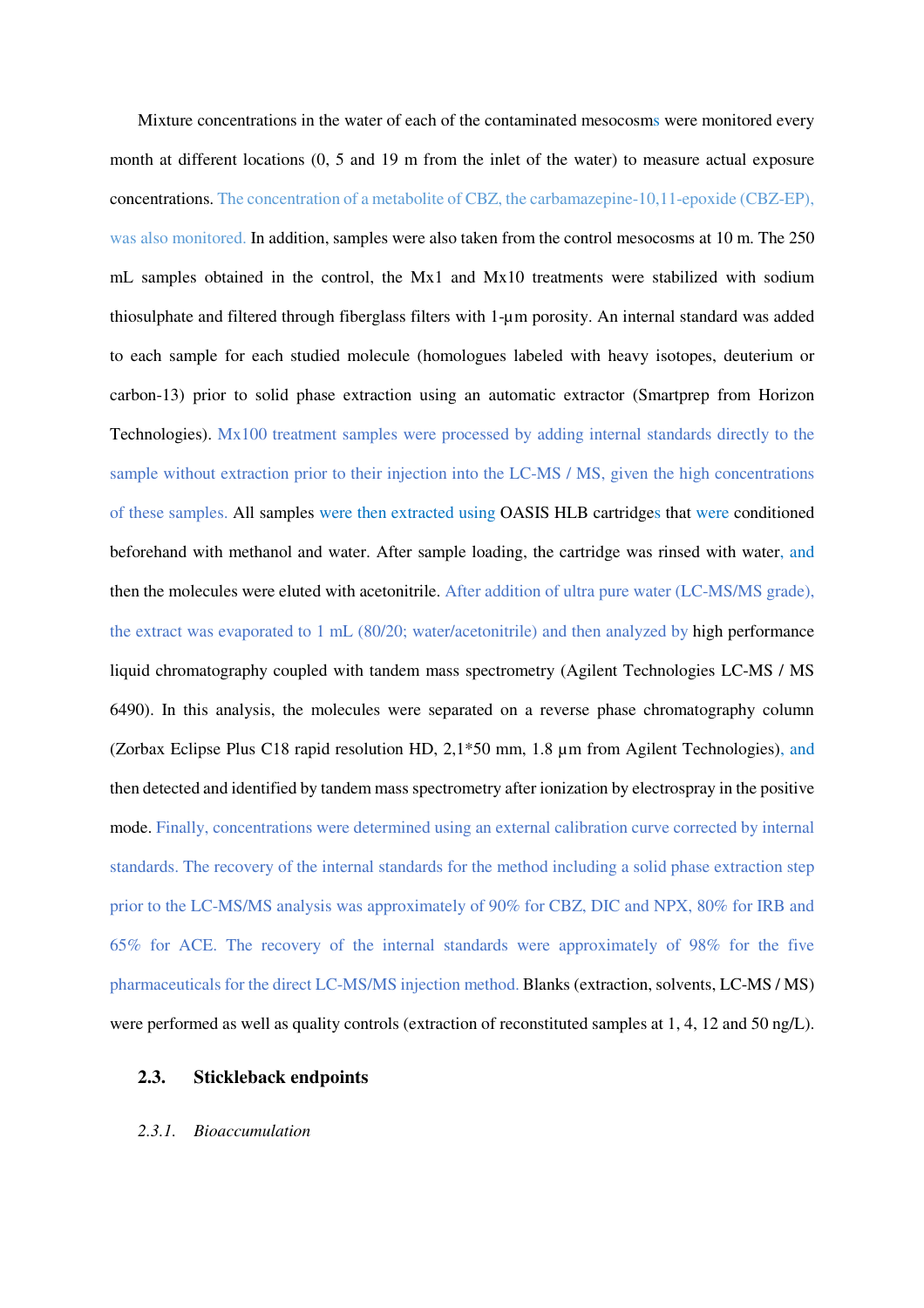Mixture concentrations in the water of each of the contaminated mesocosms were monitored every month at different locations (0, 5 and 19 m from the inlet of the water) to measure actual exposure concentrations. The concentration of a metabolite of CBZ, the carbamazepine-10,11-epoxide (CBZ-EP), was also monitored. In addition, samples were also taken from the control mesocosms at 10 m. The 250 mL samples obtained in the control, the Mx1 and Mx10 treatments were stabilized with sodium thiosulphate and filtered through fiberglass filters with 1-µm porosity. An internal standard was added to each sample for each studied molecule (homologues labeled with heavy isotopes, deuterium or carbon-13) prior to solid phase extraction using an automatic extractor (Smartprep from Horizon Technologies). Mx100 treatment samples were processed by adding internal standards directly to the sample without extraction prior to their injection into the LC-MS / MS, given the high concentrations of these samples. All samples were then extracted using OASIS HLB cartridges that were conditioned beforehand with methanol and water. After sample loading, the cartridge was rinsed with water, and then the molecules were eluted with acetonitrile. After addition of ultra pure water (LC-MS/MS grade), the extract was evaporated to 1 mL (80/20; water/acetonitrile) and then analyzed by high performance liquid chromatography coupled with tandem mass spectrometry (Agilent Technologies LC-MS / MS 6490). In this analysis, the molecules were separated on a reverse phase chromatography column (Zorbax Eclipse Plus C18 rapid resolution HD, 2,1*50 mm, 1.8 µm from Agilent Technologies), and then detected and identified by tandem mass spectrometry after ionization by electrospray in the positive mode. Finally, concentrations were determined using an external calibration curve corrected by internal standards. The recovery of the internal standards for the method including a solid phase extraction step prior to the LC-MS/MS analysis was approximately of 90% for CBZ, DIC and NPX, 80% for IRB and 65% for ACE. The recovery of the internal standards were approximately of 98% for the five pharmaceuticals for the direct LC-MS/MS injection method. Blanks (extraction, solvents, LC-MS / MS) were performed as well as quality controls (extraction of reconstituted samples at 1, 4, 12 and 50 ng/L).

## 2.3. Stickleback endpoints

### *2.3.1. Bioaccumulation*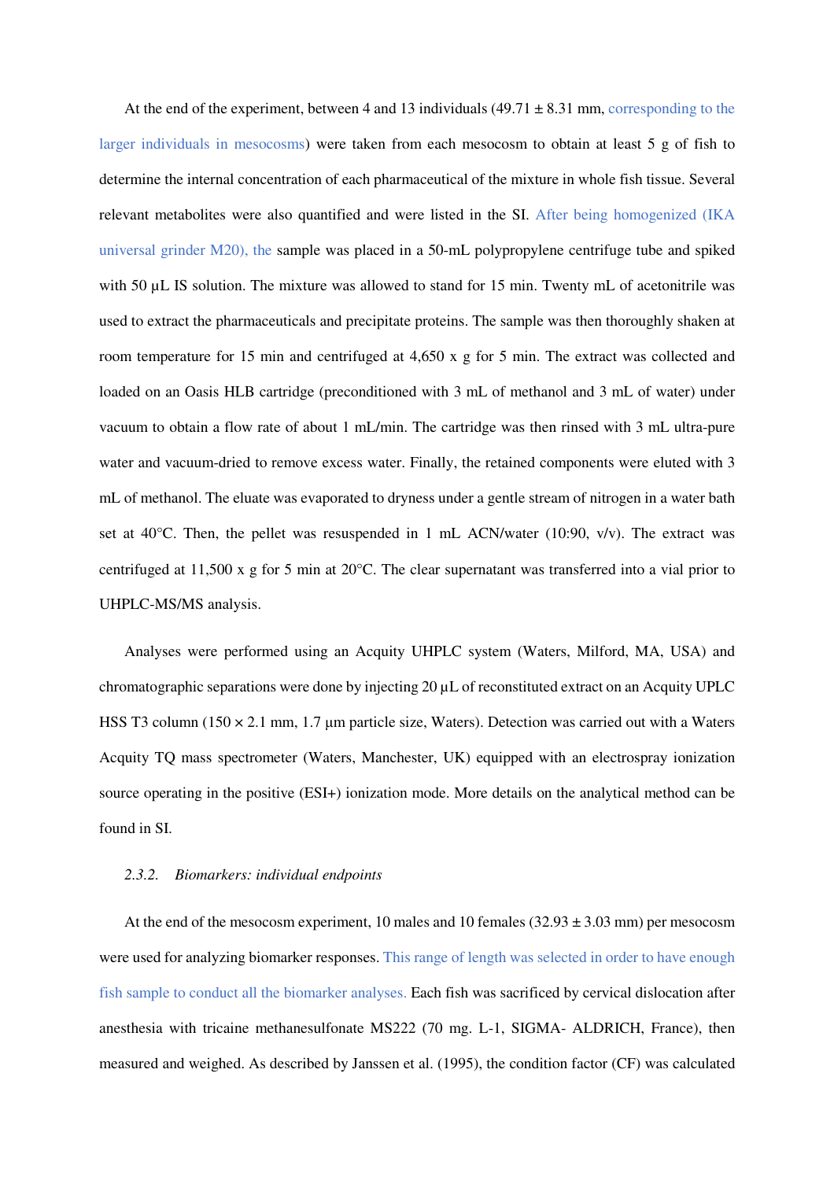At the end of the experiment, between 4 and 13 individuals (49.71 ± 8.31 mm, corresponding to the larger individuals in mesocosms) were taken from each mesocosm to obtain at least 5 g of fish to determine the internal concentration of each pharmaceutical of the mixture in whole fish tissue. Several relevant metabolites were also quantified and were listed in the SI. After being homogenized (IKA universal grinder M20), the sample was placed in a 50-mL polypropylene centrifuge tube and spiked with 50 µL IS solution. The mixture was allowed to stand for 15 min. Twenty mL of acetonitrile was used to extract the pharmaceuticals and precipitate proteins. The sample was then thoroughly shaken at room temperature for 15 min and centrifuged at 4,650 x g for 5 min. The extract was collected and loaded on an Oasis HLB cartridge (preconditioned with 3 mL of methanol and 3 mL of water) under vacuum to obtain a flow rate of about 1 mL/min. The cartridge was then rinsed with 3 mL ultra-pure water and vacuum-dried to remove excess water. Finally, the retained components were eluted with 3 mL of methanol. The eluate was evaporated to dryness under a gentle stream of nitrogen in a water bath set at 40°C. Then, the pellet was resuspended in 1 mL ACN/water (10:90, v/v). The extract was centrifuged at 11,500 x g for 5 min at 20°C. The clear supernatant was transferred into a vial prior to UHPLC-MS/MS analysis.

Analyses were performed using an Acquity UHPLC system (Waters, Milford, MA, USA) and chromatographic separations were done by injecting 20 µL of reconstituted extract on an Acquity UPLC HSS T3 column (150 × 2.1 mm, 1.7 µm particle size, Waters). Detection was carried out with a Waters Acquity TQ mass spectrometer (Waters, Manchester, UK) equipped with an electrospray ionization source operating in the positive (ESI+) ionization mode. More details on the analytical method can be found in SI.

### *2.3.2. Biomarkers: individual endpoints*

At the end of the mesocosm experiment, 10 males and 10 females (32.93 ± 3.03 mm) per mesocosm were used for analyzing biomarker responses. This range of length was selected in order to have enough fish sample to conduct all the biomarker analyses. Each fish was sacrificed by cervical dislocation after anesthesia with tricaine methanesulfonate MS222 (70 mg. L-1, SIGMA- ALDRICH, France), then measured and weighed. As described by Janssen et al. (1995), the condition factor (CF) was calculated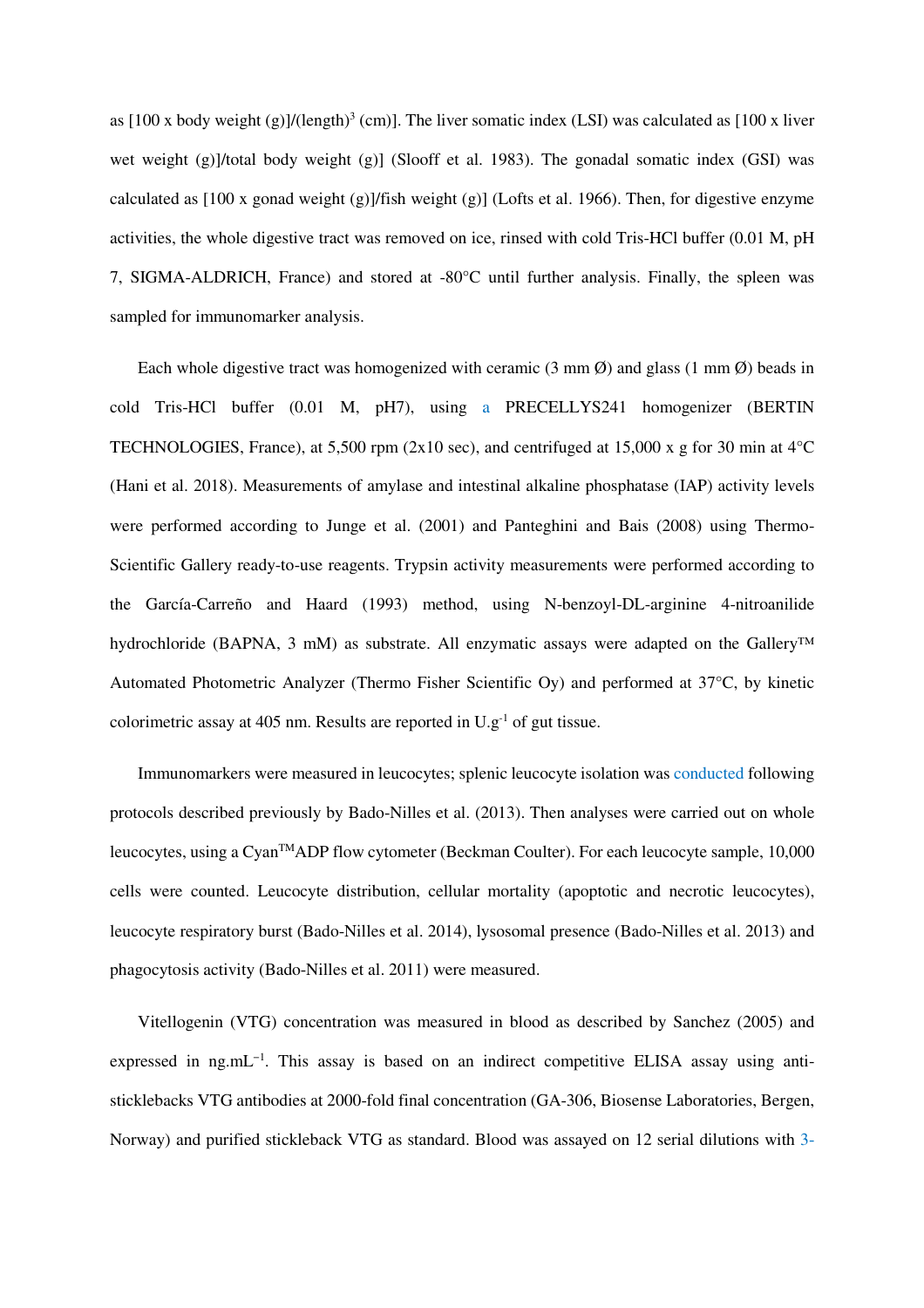as [100 x body weight (g)]/(length)$^3$ (cm)]. The liver somatic index (LSI) was calculated as [100 x liver wet weight (g)]/total body weight (g)] (Slooff et al. 1983). The gonadal somatic index (GSI) was calculated as [100 x gonad weight (g)]/fish weight (g)] (Lofts et al. 1966). Then, for digestive enzyme activities, the whole digestive tract was removed on ice, rinsed with cold Tris-HCl buffer (0.01 M, pH 7, SIGMA-ALDRICH, France) and stored at -80°C until further analysis. Finally, the spleen was sampled for immunomarker analysis.

Each whole digestive tract was homogenized with ceramic (3 mm Ø) and glass (1 mm Ø) beads in cold Tris-HCl buffer (0.01 M, pH7), using a PRECELLYS241 homogenizer (BERTIN TECHNOLOGIES, France), at 5,500 rpm (2x10 sec), and centrifuged at 15,000 x g for 30 min at 4°C (Hani et al. 2018). Measurements of amylase and intestinal alkaline phosphatase (IAP) activity levels were performed according to Junge et al. (2001) and Panteghini and Bais (2008) using Thermo-Scientific Gallery ready-to-use reagents. Trypsin activity measurements were performed according to the García-Carreño and Haard (1993) method, using N-benzoyl-DL-arginine 4-nitroanilide hydrochloride (BAPNA, 3 mM) as substrate. All enzymatic assays were adapted on the Gallery™ Automated Photometric Analyzer (Thermo Fisher Scientific Oy) and performed at 37°C, by kinetic colorimetric assay at 405 nm. Results are reported in U.g$^{-1}$ of gut tissue.

Immunomarkers were measured in leucocytes; splenic leucocyte isolation was conducted following protocols described previously by Bado-Nilles et al. (2013). Then analyses were carried out on whole leucocytes, using a Cyan™ADP flow cytometer (Beckman Coulter). For each leucocyte sample, 10,000 cells were counted. Leucocyte distribution, cellular mortality (apoptotic and necrotic leucocytes), leucocyte respiratory burst (Bado-Nilles et al. 2014), lysosomal presence (Bado-Nilles et al. 2013) and phagocytosis activity (Bado-Nilles et al. 2011) were measured.

Vitellogenin (VTG) concentration was measured in blood as described by Sanchez (2005) and expressed in ng.mL$^{-1}$. This assay is based on an indirect competitive ELISA assay using anti-sticklebacks VTG antibodies at 2000-fold final concentration (GA-306, Biosense Laboratories, Bergen, Norway) and purified stickleback VTG as standard. Blood was assayed on 12 serial dilutions with 3-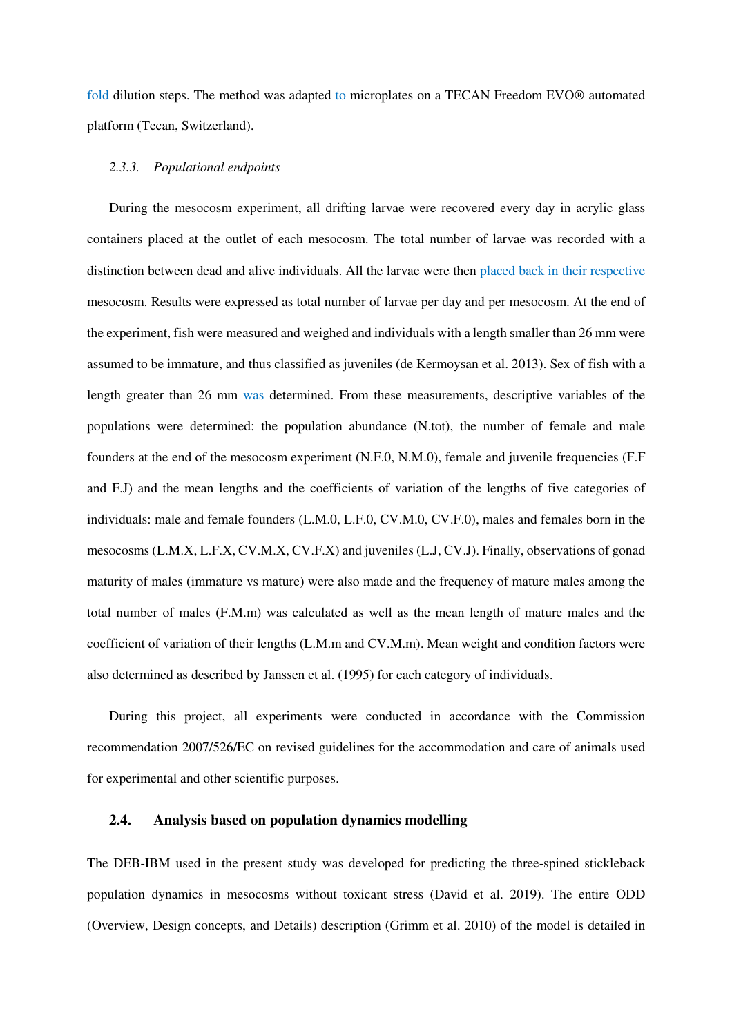fold dilution steps. The method was adapted to microplates on a TECAN Freedom EVO® automated platform (Tecan, Switzerland).

### *2.3.3. Populational endpoints*

During the mesocosm experiment, all drifting larvae were recovered every day in acrylic glass containers placed at the outlet of each mesocosm. The total number of larvae was recorded with a distinction between dead and alive individuals. All the larvae were then placed back in their respective mesocosm. Results were expressed as total number of larvae per day and per mesocosm. At the end of the experiment, fish were measured and weighed and individuals with a length smaller than 26 mm were assumed to be immature, and thus classified as juveniles (de Kermoysan et al. 2013). Sex of fish with a length greater than 26 mm was determined. From these measurements, descriptive variables of the populations were determined: the population abundance (N.tot), the number of female and male founders at the end of the mesocosm experiment (N.F.0, N.M.0), female and juvenile frequencies (F.F and F.J) and the mean lengths and the coefficients of variation of the lengths of five categories of individuals: male and female founders (L.M.0, L.F.0, CV.M.0, CV.F.0), males and females born in the mesocosms (L.M.X, L.F.X, CV.M.X, CV.F.X) and juveniles (L.J, CV.J). Finally, observations of gonad maturity of males (immature vs mature) were also made and the frequency of mature males among the total number of males (F.M.m) was calculated as well as the mean length of mature males and the coefficient of variation of their lengths (L.M.m and CV.M.m). Mean weight and condition factors were also determined as described by Janssen et al. (1995) for each category of individuals.

During this project, all experiments were conducted in accordance with the Commission recommendation 2007/526/EC on revised guidelines for the accommodation and care of animals used for experimental and other scientific purposes.

## 2.4. Analysis based on population dynamics modelling

The DEB-IBM used in the present study was developed for predicting the three-spined stickleback population dynamics in mesocosms without toxicant stress (David et al. 2019). The entire ODD (Overview, Design concepts, and Details) description (Grimm et al. 2010) of the model is detailed in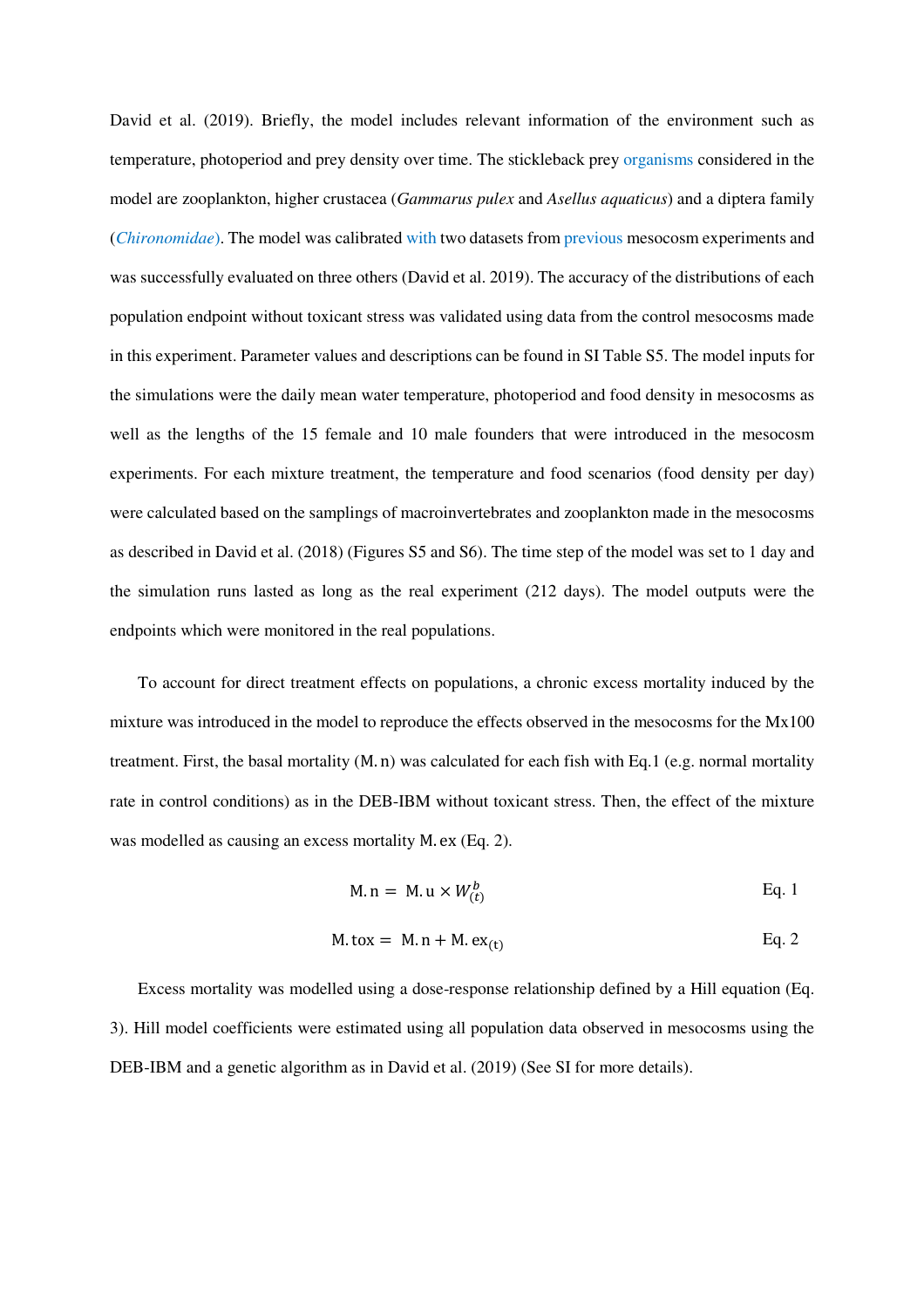David et al. (2019). Briefly, the model includes relevant information of the environment such as temperature, photoperiod and prey density over time. The stickleback prey organisms considered in the model are zooplankton, higher crustacea (*Gammarus pulex* and *Asellus aquaticus*) and a diptera family (*Chironomidae*). The model was calibrated with two datasets from previous mesocosm experiments and was successfully evaluated on three others (David et al. 2019). The accuracy of the distributions of each population endpoint without toxicant stress was validated using data from the control mesocosms made in this experiment. Parameter values and descriptions can be found in SI Table S5. The model inputs for the simulations were the daily mean water temperature, photoperiod and food density in mesocosms as well as the lengths of the 15 female and 10 male founders that were introduced in the mesocosm experiments. For each mixture treatment, the temperature and food scenarios (food density per day) were calculated based on the samplings of macroinvertebrates and zooplankton made in the mesocosms as described in David et al. (2018) (Figures S5 and S6). The time step of the model was set to 1 day and the simulation runs lasted as long as the real experiment (212 days). The model outputs were the endpoints which were monitored in the real populations.

To account for direct treatment effects on populations, a chronic excess mortality induced by the mixture was introduced in the model to reproduce the effects observed in the mesocosms for the Mx100 treatment. First, the basal mortality ($\mathrm{M.n}$) was calculated for each fish with Eq.1 (e.g. normal mortality rate in control conditions) as in the DEB-IBM without toxicant stress. Then, the effect of the mixture was modelled as causing an excess mortality $\mathrm{M.ex}$ (Eq. 2).

$$\mathrm{M.n} = \mathrm{M.u} \times W_{(t)}^{b} \qquad \text{Eq. 1}$$

$$\mathrm{M.tox} = \mathrm{M.n} + \mathrm{M.ex}_{(\mathrm{t})} \qquad \text{Eq. 2}$$

Excess mortality was modelled using a dose-response relationship defined by a Hill equation (Eq. 3). Hill model coefficients were estimated using all population data observed in mesocosms using the DEB-IBM and a genetic algorithm as in David et al. (2019) (See SI for more details).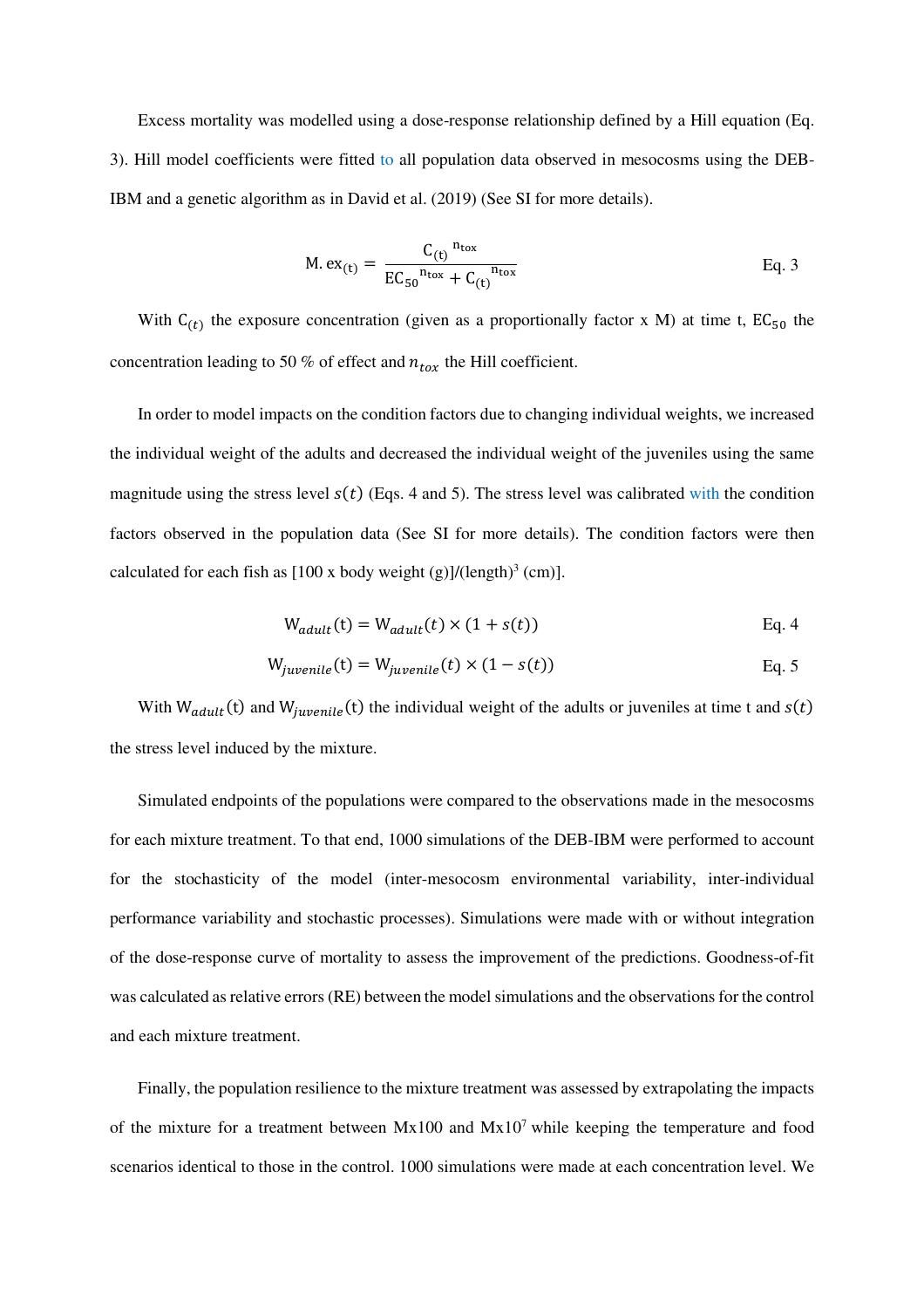Excess mortality was modelled using a dose-response relationship defined by a Hill equation (Eq. 3). Hill model coefficients were fitted to all population data observed in mesocosms using the DEB-IBM and a genetic algorithm as in David et al. (2019) (See SI for more details).

$$\mathrm{M.ex}_{(t)} = \frac{\mathrm{C}_{(t)}{}^{\mathrm{n_{tox}}}}{\mathrm{EC_{50}}{}^{\mathrm{n_{tox}}} + \mathrm{C}_{(t)}{}^{\mathrm{n_{tox}}}} \qquad \text{Eq. 3}$$

With $\mathrm{C}_{(t)}$ the exposure concentration (given as a proportionally factor x M) at time t, $\mathrm{EC}_{50}$ the concentration leading to 50 % of effect and $n_{tox}$ the Hill coefficient.

In order to model impacts on the condition factors due to changing individual weights, we increased the individual weight of the adults and decreased the individual weight of the juveniles using the same magnitude using the stress level $s(t)$ (Eqs. 4 and 5). The stress level was calibrated with the condition factors observed in the population data (See SI for more details). The condition factors were then calculated for each fish as [100 x body weight (g)]/(length)$^3$ (cm)].

$$\mathrm{W}_{adult}(\mathrm{t}) = \mathrm{W}_{adult}(t) \times (1 + s(t)) \qquad \text{Eq. 4}$$

$$\mathrm{W}_{juvenile}(\mathrm{t}) = \mathrm{W}_{juvenile}(t) \times (1 - s(t)) \qquad \text{Eq. 5}$$

With $\mathrm{W}_{adult}(\mathrm{t})$ and $\mathrm{W}_{juvenile}(\mathrm{t})$ the individual weight of the adults or juveniles at time t and $s(t)$ the stress level induced by the mixture.

Simulated endpoints of the populations were compared to the observations made in the mesocosms for each mixture treatment. To that end, 1000 simulations of the DEB-IBM were performed to account for the stochasticity of the model (inter-mesocosm environmental variability, inter-individual performance variability and stochastic processes). Simulations were made with or without integration of the dose-response curve of mortality to assess the improvement of the predictions. Goodness-of-fit was calculated as relative errors (RE) between the model simulations and the observations for the control and each mixture treatment.

Finally, the population resilience to the mixture treatment was assessed by extrapolating the impacts of the mixture for a treatment between Mx100 and Mx$10^7$ while keeping the temperature and food scenarios identical to those in the control. 1000 simulations were made at each concentration level. We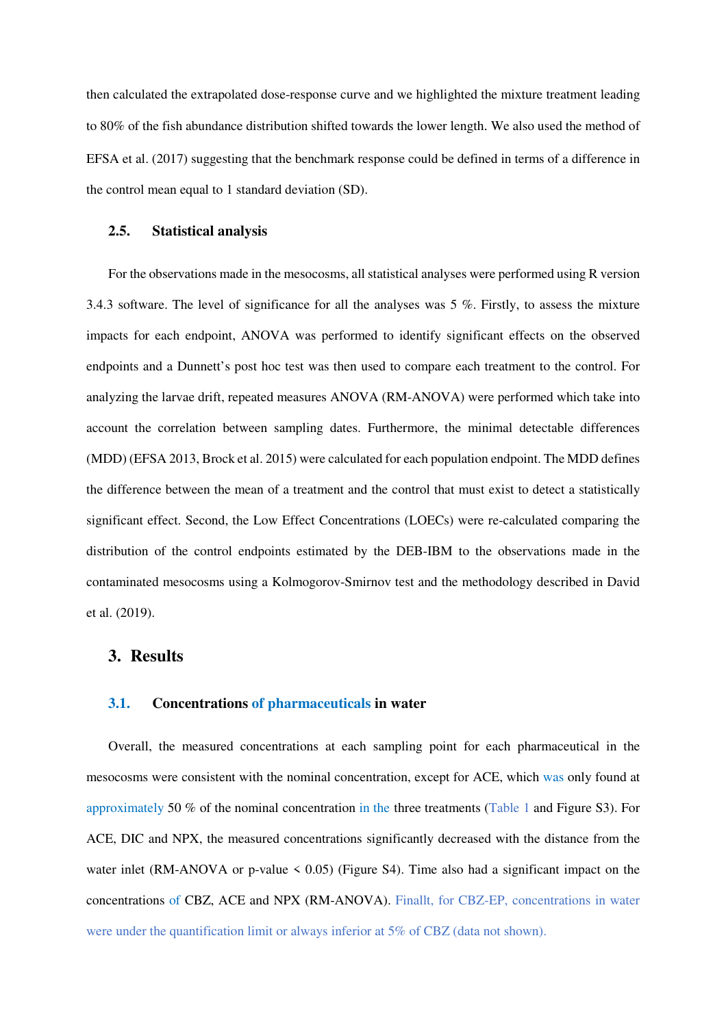then calculated the extrapolated dose-response curve and we highlighted the mixture treatment leading to 80% of the fish abundance distribution shifted towards the lower length. We also used the method of EFSA et al. (2017) suggesting that the benchmark response could be defined in terms of a difference in the control mean equal to 1 standard deviation (SD).

### 2.5. Statistical analysis

For the observations made in the mesocosms, all statistical analyses were performed using R version 3.4.3 software. The level of significance for all the analyses was 5 %. Firstly, to assess the mixture impacts for each endpoint, ANOVA was performed to identify significant effects on the observed endpoints and a Dunnett's post hoc test was then used to compare each treatment to the control. For analyzing the larvae drift, repeated measures ANOVA (RM-ANOVA) were performed which take into account the correlation between sampling dates. Furthermore, the minimal detectable differences (MDD) (EFSA 2013, Brock et al. 2015) were calculated for each population endpoint. The MDD defines the difference between the mean of a treatment and the control that must exist to detect a statistically significant effect. Second, the Low Effect Concentrations (LOECs) were re-calculated comparing the distribution of the control endpoints estimated by the DEB-IBM to the observations made in the contaminated mesocosms using a Kolmogorov-Smirnov test and the methodology described in David et al. (2019).

## 3. Results

### 3.1. Concentrations of pharmaceuticals in water

Overall, the measured concentrations at each sampling point for each pharmaceutical in the mesocosms were consistent with the nominal concentration, except for ACE, which was only found at approximately 50 % of the nominal concentration in the three treatments (Table 1 and Figure S3). For ACE, DIC and NPX, the measured concentrations significantly decreased with the distance from the water inlet (RM-ANOVA or p-value < 0.05) (Figure S4). Time also had a significant impact on the concentrations of CBZ, ACE and NPX (RM-ANOVA). Finallt, for CBZ-EP, concentrations in water were under the quantification limit or always inferior at 5% of CBZ (data not shown).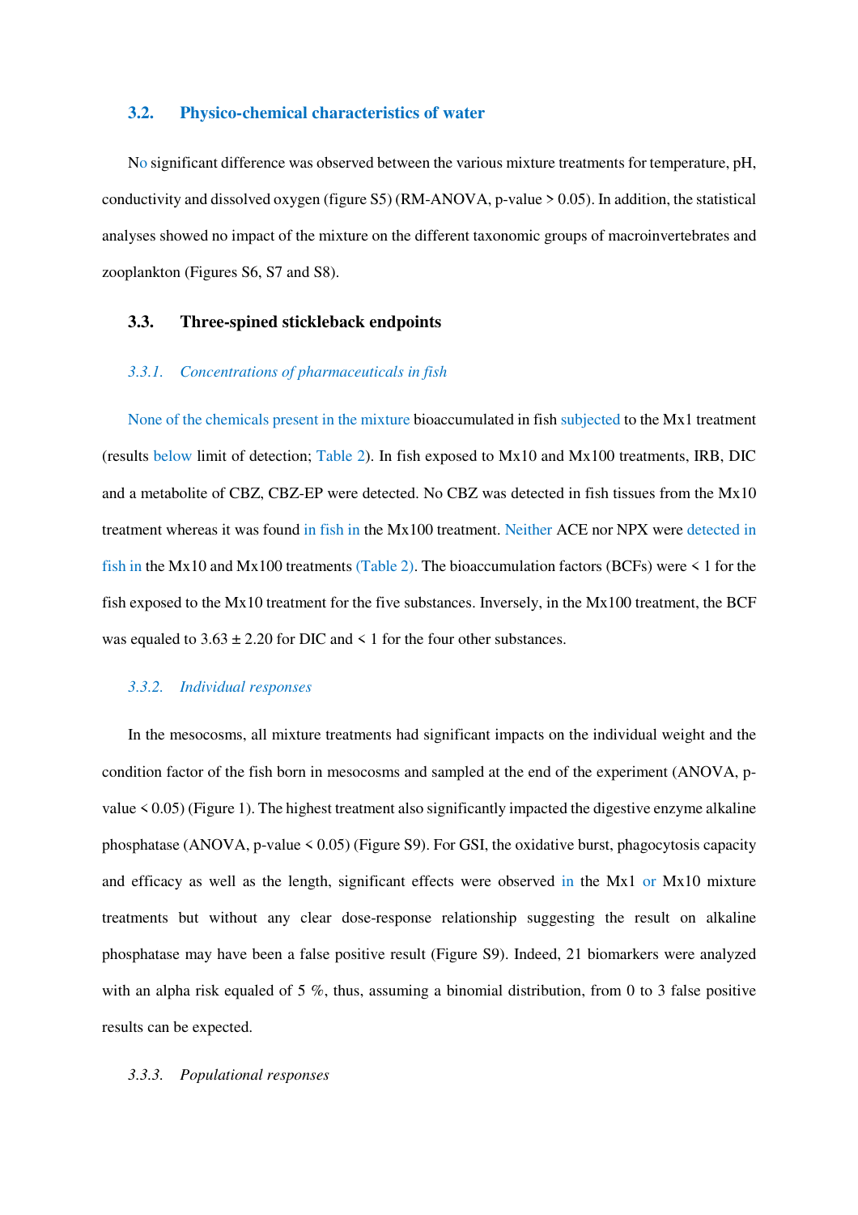## 3.2. Physico-chemical characteristics of water

No significant difference was observed between the various mixture treatments for temperature, pH, conductivity and dissolved oxygen (figure S5) (RM-ANOVA, p-value > 0.05). In addition, the statistical analyses showed no impact of the mixture on the different taxonomic groups of macroinvertebrates and zooplankton (Figures S6, S7 and S8).

## 3.3. Three-spined stickleback endpoints

### *3.3.1. Concentrations of pharmaceuticals in fish*

None of the chemicals present in the mixture bioaccumulated in fish subjected to the Mx1 treatment (results below limit of detection; Table 2). In fish exposed to Mx10 and Mx100 treatments, IRB, DIC and a metabolite of CBZ, CBZ-EP were detected. No CBZ was detected in fish tissues from the Mx10 treatment whereas it was found in fish in the Mx100 treatment. Neither ACE nor NPX were detected in fish in the Mx10 and Mx100 treatments (Table 2). The bioaccumulation factors (BCFs) were < 1 for the fish exposed to the Mx10 treatment for the five substances. Inversely, in the Mx100 treatment, the BCF was equaled to 3.63 ± 2.20 for DIC and < 1 for the four other substances.

### *3.3.2. Individual responses*

In the mesocosms, all mixture treatments had significant impacts on the individual weight and the condition factor of the fish born in mesocosms and sampled at the end of the experiment (ANOVA, p-value < 0.05) (Figure 1). The highest treatment also significantly impacted the digestive enzyme alkaline phosphatase (ANOVA, p-value < 0.05) (Figure S9). For GSI, the oxidative burst, phagocytosis capacity and efficacy as well as the length, significant effects were observed in the Mx1 or Mx10 mixture treatments but without any clear dose-response relationship suggesting the result on alkaline phosphatase may have been a false positive result (Figure S9). Indeed, 21 biomarkers were analyzed with an alpha risk equaled of 5 %, thus, assuming a binomial distribution, from 0 to 3 false positive results can be expected.

### *3.3.3. Populational responses*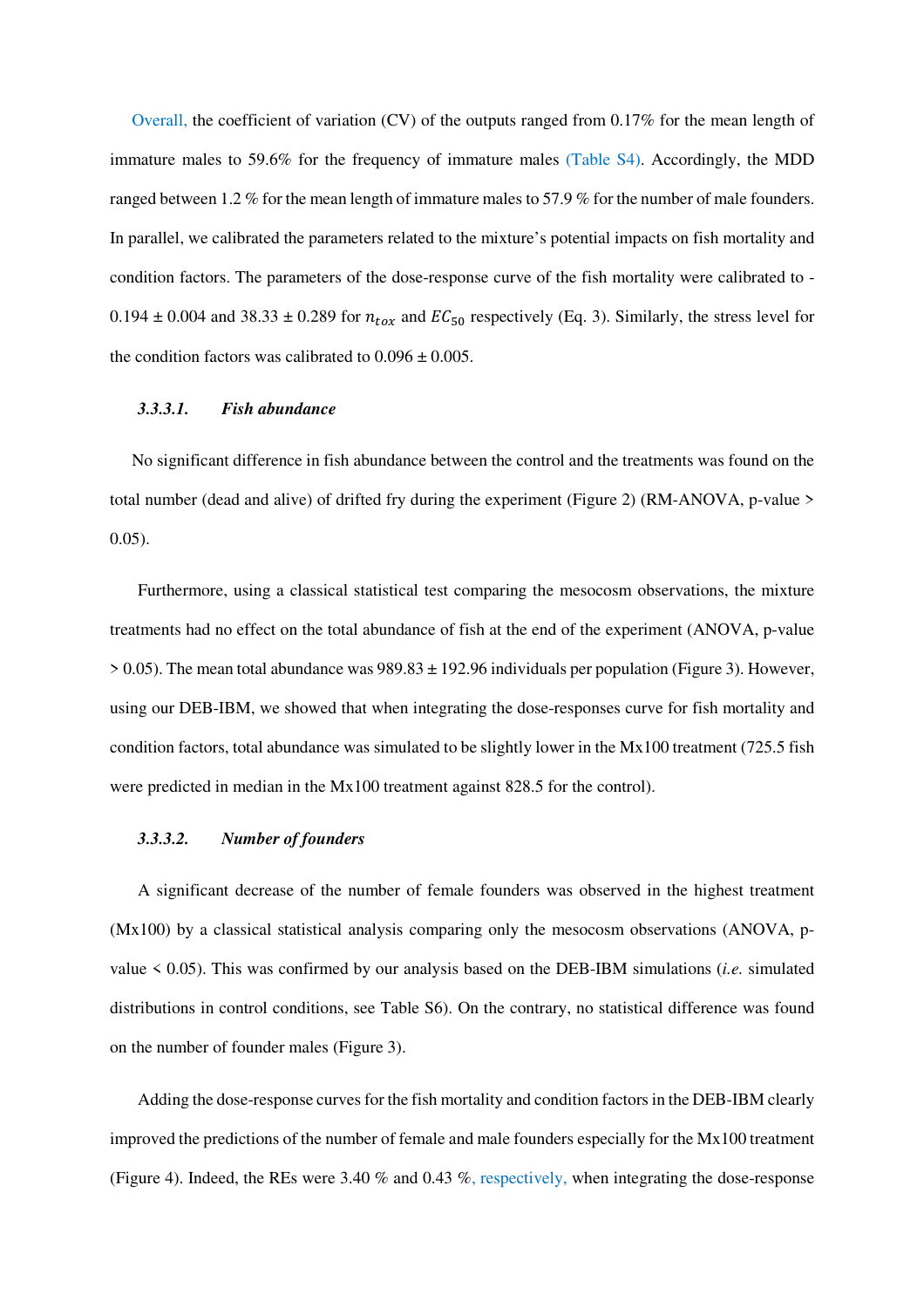Overall, the coefficient of variation (CV) of the outputs ranged from 0.17% for the mean length of immature males to 59.6% for the frequency of immature males (Table S4). Accordingly, the MDD ranged between 1.2 % for the mean length of immature males to 57.9 % for the number of male founders. In parallel, we calibrated the parameters related to the mixture's potential impacts on fish mortality and condition factors. The parameters of the dose-response curve of the fish mortality were calibrated to -0.194 ± 0.004 and 38.33 ± 0.289 for $n_{tox}$ and $EC_{50}$ respectively (Eq. 3). Similarly, the stress level for the condition factors was calibrated to 0.096 ± 0.005.

#### *3.3.3.1. Fish abundance*

No significant difference in fish abundance between the control and the treatments was found on the total number (dead and alive) of drifted fry during the experiment (Figure 2) (RM-ANOVA, p-value > 0.05).

Furthermore, using a classical statistical test comparing the mesocosm observations, the mixture treatments had no effect on the total abundance of fish at the end of the experiment (ANOVA, p-value > 0.05). The mean total abundance was 989.83 ± 192.96 individuals per population (Figure 3). However, using our DEB-IBM, we showed that when integrating the dose-responses curve for fish mortality and condition factors, total abundance was simulated to be slightly lower in the Mx100 treatment (725.5 fish were predicted in median in the Mx100 treatment against 828.5 for the control).

#### *3.3.3.2. Number of founders*

A significant decrease of the number of female founders was observed in the highest treatment (Mx100) by a classical statistical analysis comparing only the mesocosm observations (ANOVA, p-value < 0.05). This was confirmed by our analysis based on the DEB-IBM simulations (*i.e.* simulated distributions in control conditions, see Table S6). On the contrary, no statistical difference was found on the number of founder males (Figure 3).

Adding the dose-response curves for the fish mortality and condition factors in the DEB-IBM clearly improved the predictions of the number of female and male founders especially for the Mx100 treatment (Figure 4). Indeed, the REs were 3.40 % and 0.43 %, respectively, when integrating the dose-response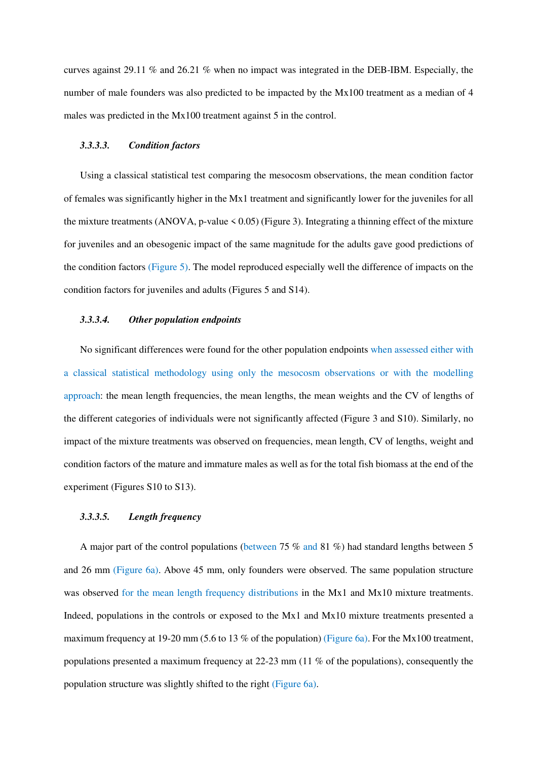curves against 29.11 % and 26.21 % when no impact was integrated in the DEB-IBM. Especially, the number of male founders was also predicted to be impacted by the Mx100 treatment as a median of 4 males was predicted in the Mx100 treatment against 5 in the control.

#### 3.3.3.3. *Condition factors*

Using a classical statistical test comparing the mesocosm observations, the mean condition factor of females was significantly higher in the Mx1 treatment and significantly lower for the juveniles for all the mixture treatments (ANOVA, p-value < 0.05) (Figure 3). Integrating a thinning effect of the mixture for juveniles and an obesogenic impact of the same magnitude for the adults gave good predictions of the condition factors (Figure 5). The model reproduced especially well the difference of impacts on the condition factors for juveniles and adults (Figures 5 and S14).

#### 3.3.3.4. *Other population endpoints*

No significant differences were found for the other population endpoints when assessed either with a classical statistical methodology using only the mesocosm observations or with the modelling approach: the mean length frequencies, the mean lengths, the mean weights and the CV of lengths of the different categories of individuals were not significantly affected (Figure 3 and S10). Similarly, no impact of the mixture treatments was observed on frequencies, mean length, CV of lengths, weight and condition factors of the mature and immature males as well as for the total fish biomass at the end of the experiment (Figures S10 to S13).

#### 3.3.3.5. *Length frequency*

A major part of the control populations (between 75 % and 81 %) had standard lengths between 5 and 26 mm (Figure 6a). Above 45 mm, only founders were observed. The same population structure was observed for the mean length frequency distributions in the Mx1 and Mx10 mixture treatments. Indeed, populations in the controls or exposed to the Mx1 and Mx10 mixture treatments presented a maximum frequency at 19-20 mm (5.6 to 13 % of the population) (Figure 6a). For the Mx100 treatment, populations presented a maximum frequency at 22-23 mm (11 % of the populations), consequently the population structure was slightly shifted to the right (Figure 6a).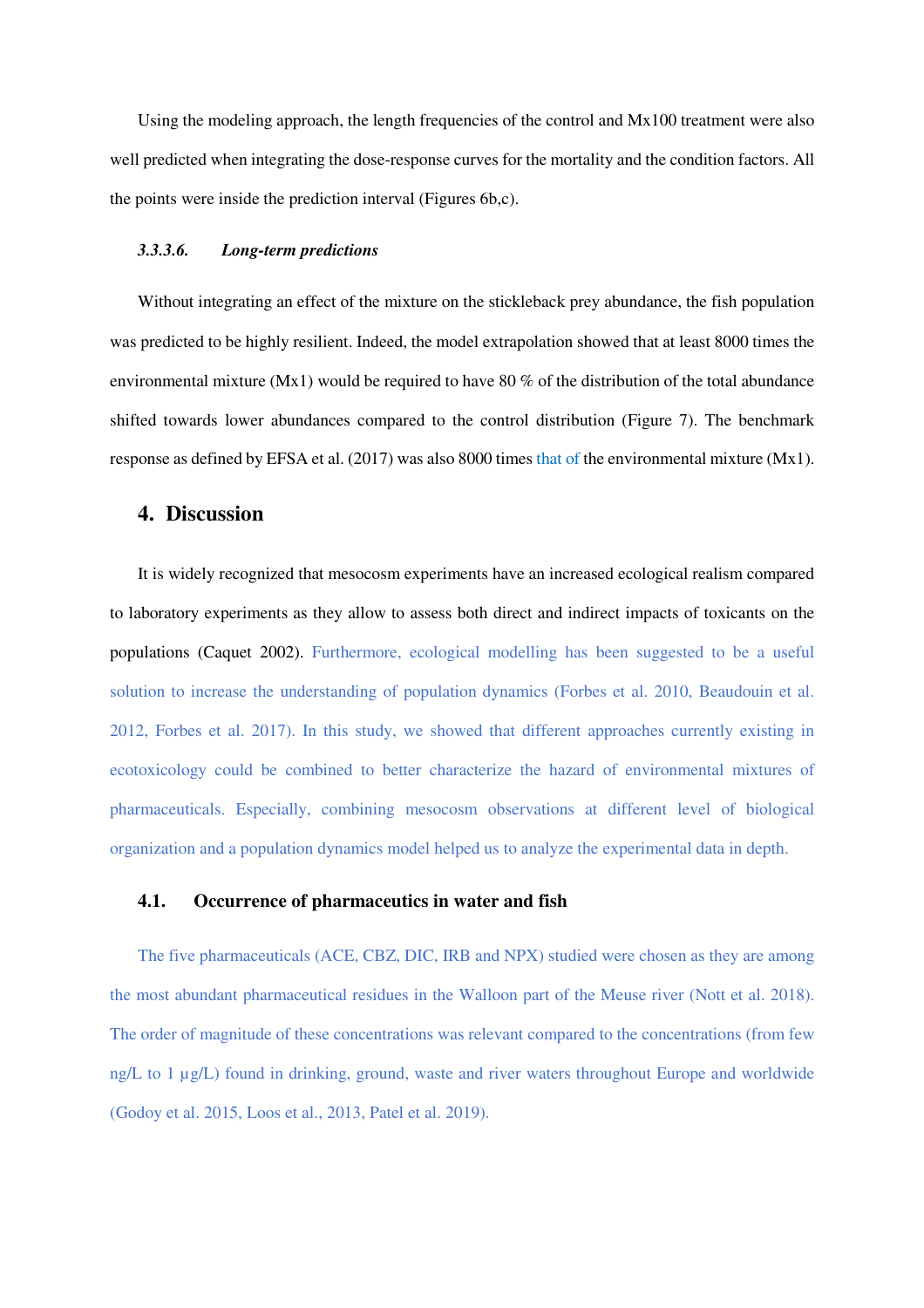Using the modeling approach, the length frequencies of the control and Mx100 treatment were also well predicted when integrating the dose-response curves for the mortality and the condition factors. All the points were inside the prediction interval (Figures 6b,c).

#### *3.3.3.6. Long-term predictions*

Without integrating an effect of the mixture on the stickleback prey abundance, the fish population was predicted to be highly resilient. Indeed, the model extrapolation showed that at least 8000 times the environmental mixture (Mx1) would be required to have 80 % of the distribution of the total abundance shifted towards lower abundances compared to the control distribution (Figure 7). The benchmark response as defined by EFSA et al. (2017) was also 8000 times that of the environmental mixture (Mx1).

## 4. Discussion

It is widely recognized that mesocosm experiments have an increased ecological realism compared to laboratory experiments as they allow to assess both direct and indirect impacts of toxicants on the populations (Caquet 2002). Furthermore, ecological modelling has been suggested to be a useful solution to increase the understanding of population dynamics (Forbes et al. 2010, Beaudouin et al. 2012, Forbes et al. 2017). In this study, we showed that different approaches currently existing in ecotoxicology could be combined to better characterize the hazard of environmental mixtures of pharmaceuticals. Especially, combining mesocosm observations at different level of biological organization and a population dynamics model helped us to analyze the experimental data in depth.

### 4.1. Occurrence of pharmaceutics in water and fish

The five pharmaceuticals (ACE, CBZ, DIC, IRB and NPX) studied were chosen as they are among the most abundant pharmaceutical residues in the Walloon part of the Meuse river (Nott et al. 2018). The order of magnitude of these concentrations was relevant compared to the concentrations (from few ng/L to 1 µg/L) found in drinking, ground, waste and river waters throughout Europe and worldwide (Godoy et al. 2015, Loos et al., 2013, Patel et al. 2019).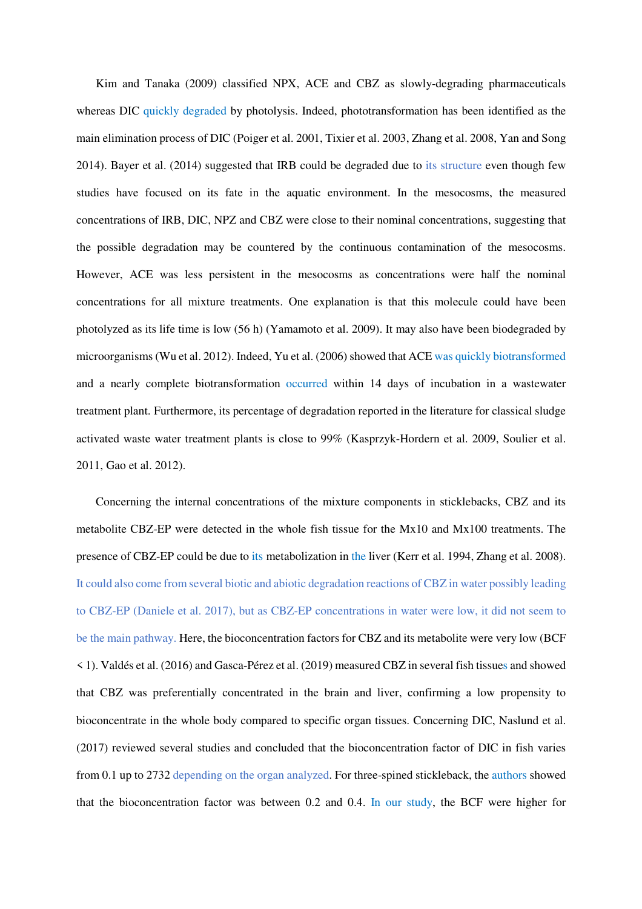Kim and Tanaka (2009) classified NPX, ACE and CBZ as slowly-degrading pharmaceuticals whereas DIC quickly degraded by photolysis. Indeed, phototransformation has been identified as the main elimination process of DIC (Poiger et al. 2001, Tixier et al. 2003, Zhang et al. 2008, Yan and Song 2014). Bayer et al. (2014) suggested that IRB could be degraded due to its structure even though few studies have focused on its fate in the aquatic environment. In the mesocosms, the measured concentrations of IRB, DIC, NPZ and CBZ were close to their nominal concentrations, suggesting that the possible degradation may be countered by the continuous contamination of the mesocosms. However, ACE was less persistent in the mesocosms as concentrations were half the nominal concentrations for all mixture treatments. One explanation is that this molecule could have been photolyzed as its life time is low (56 h) (Yamamoto et al. 2009). It may also have been biodegraded by microorganisms (Wu et al. 2012). Indeed, Yu et al. (2006) showed that ACE was quickly biotransformed and a nearly complete biotransformation occurred within 14 days of incubation in a wastewater treatment plant. Furthermore, its percentage of degradation reported in the literature for classical sludge activated waste water treatment plants is close to 99% (Kasprzyk-Hordern et al. 2009, Soulier et al. 2011, Gao et al. 2012).

Concerning the internal concentrations of the mixture components in sticklebacks, CBZ and its metabolite CBZ-EP were detected in the whole fish tissue for the Mx10 and Mx100 treatments. The presence of CBZ-EP could be due to its metabolization in the liver (Kerr et al. 1994, Zhang et al. 2008). It could also come from several biotic and abiotic degradation reactions of CBZ in water possibly leading to CBZ-EP (Daniele et al. 2017), but as CBZ-EP concentrations in water were low, it did not seem to be the main pathway. Here, the bioconcentration factors for CBZ and its metabolite were very low (BCF < 1). Valdés et al. (2016) and Gasca-Pérez et al. (2019) measured CBZ in several fish tissues and showed that CBZ was preferentially concentrated in the brain and liver, confirming a low propensity to bioconcentrate in the whole body compared to specific organ tissues. Concerning DIC, Naslund et al. (2017) reviewed several studies and concluded that the bioconcentration factor of DIC in fish varies from 0.1 up to 2732 depending on the organ analyzed. For three-spined stickleback, the authors showed that the bioconcentration factor was between 0.2 and 0.4. In our study, the BCF were higher for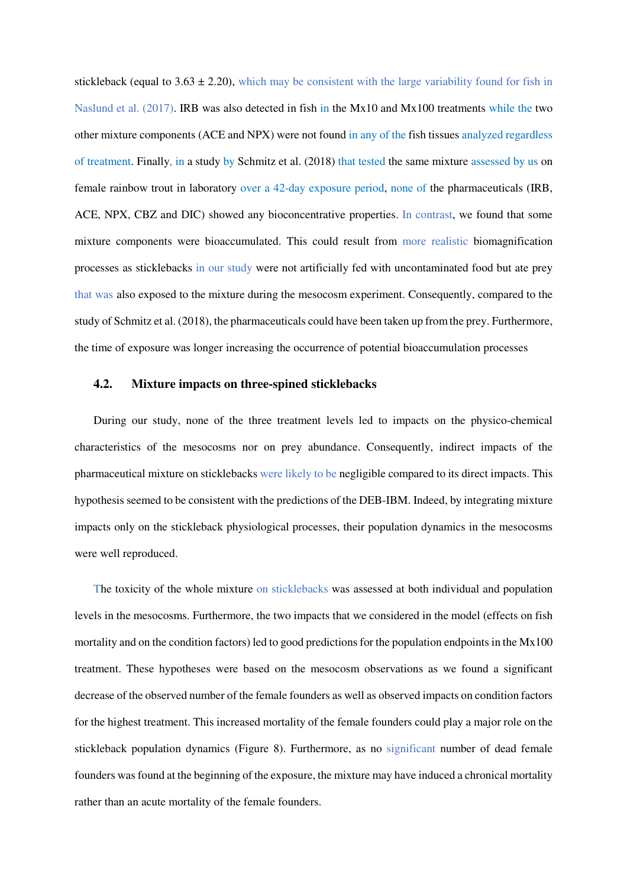stickleback (equal to 3.63 ± 2.20), which may be consistent with the large variability found for fish in Naslund et al. (2017). IRB was also detected in fish in the Mx10 and Mx100 treatments while the two other mixture components (ACE and NPX) were not found in any of the fish tissues analyzed regardless of treatment. Finally, in a study by Schmitz et al. (2018) that tested the same mixture assessed by us on female rainbow trout in laboratory over a 42-day exposure period, none of the pharmaceuticals (IRB, ACE, NPX, CBZ and DIC) showed any bioconcentrative properties. In contrast, we found that some mixture components were bioaccumulated. This could result from more realistic biomagnification processes as sticklebacks in our study were not artificially fed with uncontaminated food but ate prey that was also exposed to the mixture during the mesocosm experiment. Consequently, compared to the study of Schmitz et al. (2018), the pharmaceuticals could have been taken up from the prey. Furthermore, the time of exposure was longer increasing the occurrence of potential bioaccumulation processes

### 4.2. Mixture impacts on three-spined sticklebacks

During our study, none of the three treatment levels led to impacts on the physico-chemical characteristics of the mesocosms nor on prey abundance. Consequently, indirect impacts of the pharmaceutical mixture on sticklebacks were likely to be negligible compared to its direct impacts. This hypothesis seemed to be consistent with the predictions of the DEB-IBM. Indeed, by integrating mixture impacts only on the stickleback physiological processes, their population dynamics in the mesocosms were well reproduced.

The toxicity of the whole mixture on sticklebacks was assessed at both individual and population levels in the mesocosms. Furthermore, the two impacts that we considered in the model (effects on fish mortality and on the condition factors) led to good predictions for the population endpoints in the Mx100 treatment. These hypotheses were based on the mesocosm observations as we found a significant decrease of the observed number of the female founders as well as observed impacts on condition factors for the highest treatment. This increased mortality of the female founders could play a major role on the stickleback population dynamics (Figure 8). Furthermore, as no significant number of dead female founders was found at the beginning of the exposure, the mixture may have induced a chronical mortality rather than an acute mortality of the female founders.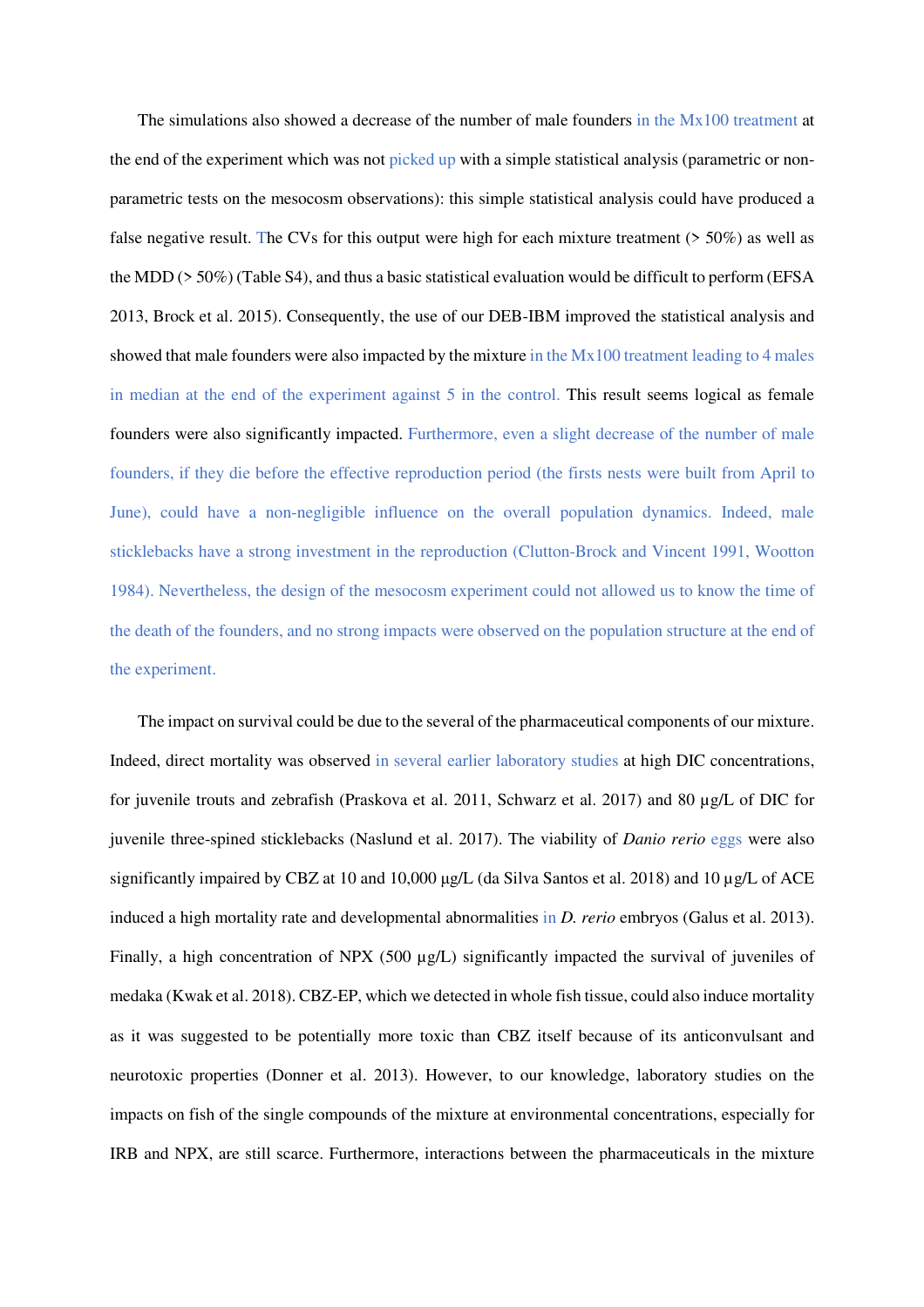The simulations also showed a decrease of the number of male founders in the Mx100 treatment at the end of the experiment which was not picked up with a simple statistical analysis (parametric or non-parametric tests on the mesocosm observations): this simple statistical analysis could have produced a false negative result. The CVs for this output were high for each mixture treatment (> 50%) as well as the MDD (> 50%) (Table S4), and thus a basic statistical evaluation would be difficult to perform (EFSA 2013, Brock et al. 2015). Consequently, the use of our DEB-IBM improved the statistical analysis and showed that male founders were also impacted by the mixture in the Mx100 treatment leading to 4 males in median at the end of the experiment against 5 in the control. This result seems logical as female founders were also significantly impacted. Furthermore, even a slight decrease of the number of male founders, if they die before the effective reproduction period (the firsts nests were built from April to June), could have a non-negligible influence on the overall population dynamics. Indeed, male sticklebacks have a strong investment in the reproduction (Clutton-Brock and Vincent 1991, Wootton 1984). Nevertheless, the design of the mesocosm experiment could not allowed us to know the time of the death of the founders, and no strong impacts were observed on the population structure at the end of the experiment.

The impact on survival could be due to the several of the pharmaceutical components of our mixture. Indeed, direct mortality was observed in several earlier laboratory studies at high DIC concentrations, for juvenile trouts and zebrafish (Praskova et al. 2011, Schwarz et al. 2017) and 80 µg/L of DIC for juvenile three-spined sticklebacks (Naslund et al. 2017). The viability of *Danio rerio* eggs were also significantly impaired by CBZ at 10 and 10,000 µg/L (da Silva Santos et al. 2018) and 10 µg/L of ACE induced a high mortality rate and developmental abnormalities in *D. rerio* embryos (Galus et al. 2013). Finally, a high concentration of NPX (500 µg/L) significantly impacted the survival of juveniles of medaka (Kwak et al. 2018). CBZ-EP, which we detected in whole fish tissue, could also induce mortality as it was suggested to be potentially more toxic than CBZ itself because of its anticonvulsant and neurotoxic properties (Donner et al. 2013). However, to our knowledge, laboratory studies on the impacts on fish of the single compounds of the mixture at environmental concentrations, especially for IRB and NPX, are still scarce. Furthermore, interactions between the pharmaceuticals in the mixture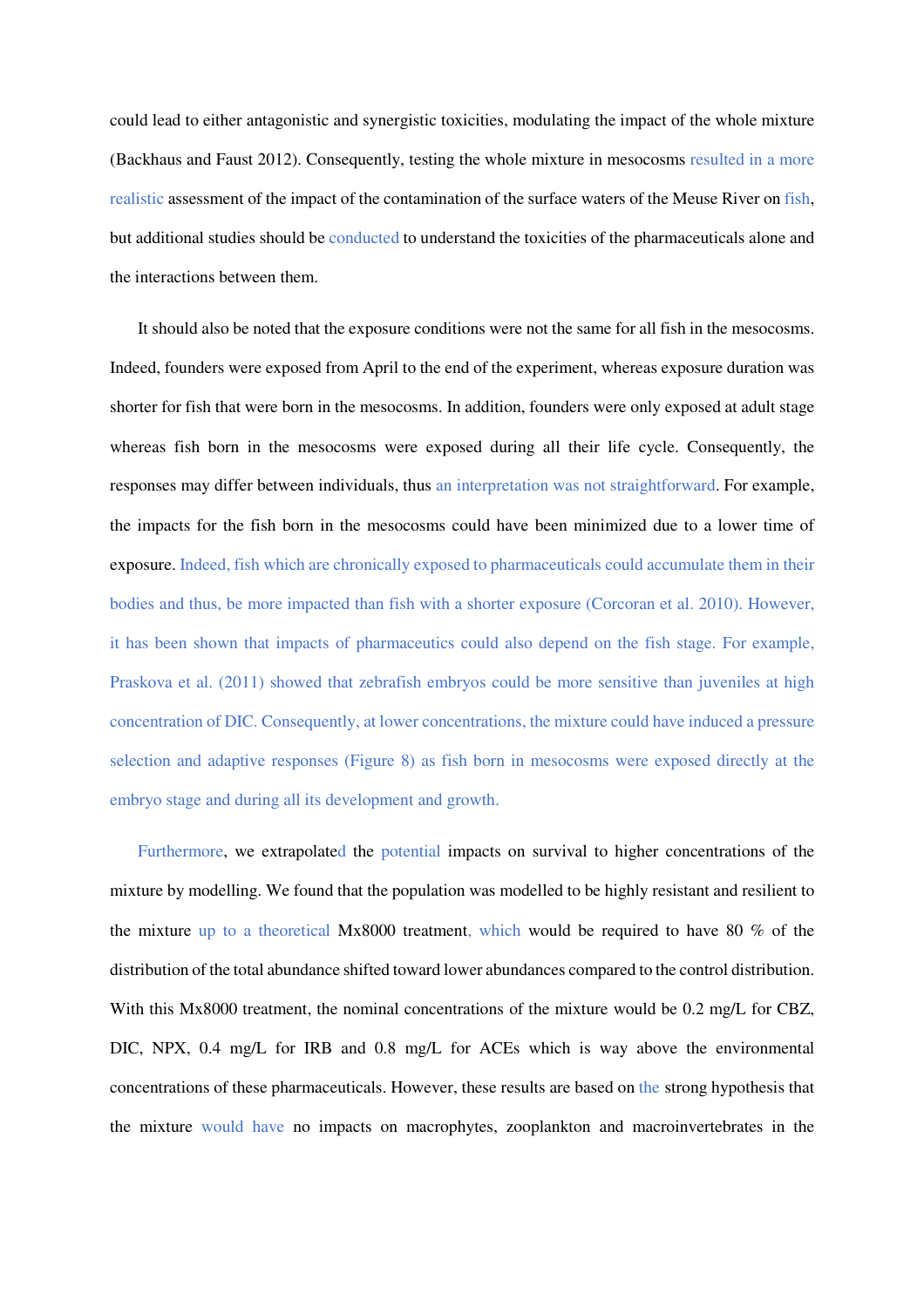could lead to either antagonistic and synergistic toxicities, modulating the impact of the whole mixture (Backhaus and Faust 2012). Consequently, testing the whole mixture in mesocosms resulted in a more realistic assessment of the impact of the contamination of the surface waters of the Meuse River on fish, but additional studies should be conducted to understand the toxicities of the pharmaceuticals alone and the interactions between them.

It should also be noted that the exposure conditions were not the same for all fish in the mesocosms. Indeed, founders were exposed from April to the end of the experiment, whereas exposure duration was shorter for fish that were born in the mesocosms. In addition, founders were only exposed at adult stage whereas fish born in the mesocosms were exposed during all their life cycle. Consequently, the responses may differ between individuals, thus an interpretation was not straightforward. For example, the impacts for the fish born in the mesocosms could have been minimized due to a lower time of exposure. Indeed, fish which are chronically exposed to pharmaceuticals could accumulate them in their bodies and thus, be more impacted than fish with a shorter exposure (Corcoran et al. 2010). However, it has been shown that impacts of pharmaceutics could also depend on the fish stage. For example, Praskova et al. (2011) showed that zebrafish embryos could be more sensitive than juveniles at high concentration of DIC. Consequently, at lower concentrations, the mixture could have induced a pressure selection and adaptive responses (Figure 8) as fish born in mesocosms were exposed directly at the embryo stage and during all its development and growth.

Furthermore, we extrapolated the potential impacts on survival to higher concentrations of the mixture by modelling. We found that the population was modelled to be highly resistant and resilient to the mixture up to a theoretical Mx8000 treatment, which would be required to have 80 % of the distribution of the total abundance shifted toward lower abundances compared to the control distribution. With this Mx8000 treatment, the nominal concentrations of the mixture would be 0.2 mg/L for CBZ, DIC, NPX, 0.4 mg/L for IRB and 0.8 mg/L for ACEs which is way above the environmental concentrations of these pharmaceuticals. However, these results are based on the strong hypothesis that the mixture would have no impacts on macrophytes, zooplankton and macroinvertebrates in the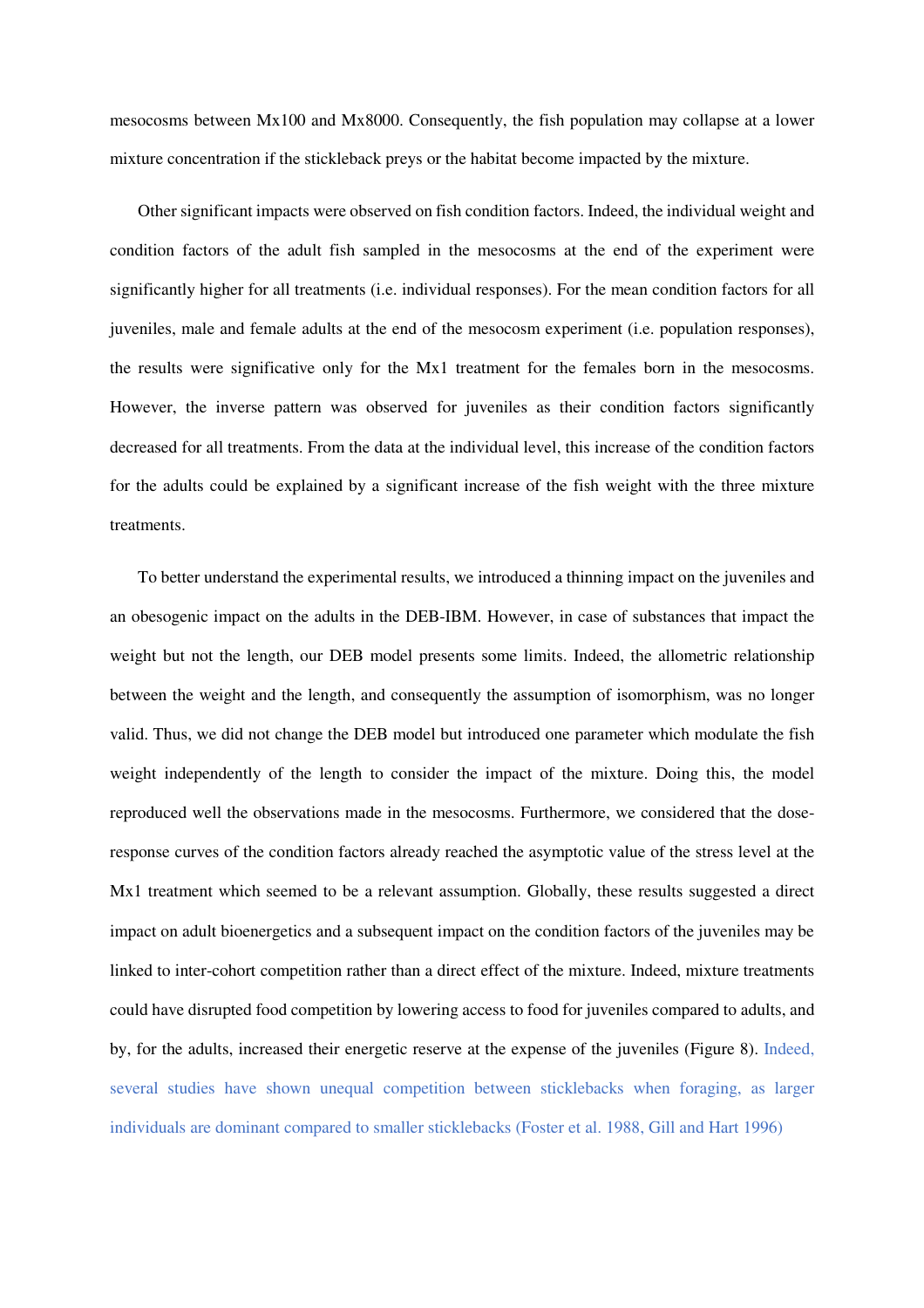mesocosms between Mx100 and Mx8000. Consequently, the fish population may collapse at a lower mixture concentration if the stickleback preys or the habitat become impacted by the mixture.

Other significant impacts were observed on fish condition factors. Indeed, the individual weight and condition factors of the adult fish sampled in the mesocosms at the end of the experiment were significantly higher for all treatments (i.e. individual responses). For the mean condition factors for all juveniles, male and female adults at the end of the mesocosm experiment (i.e. population responses), the results were significative only for the Mx1 treatment for the females born in the mesocosms. However, the inverse pattern was observed for juveniles as their condition factors significantly decreased for all treatments. From the data at the individual level, this increase of the condition factors for the adults could be explained by a significant increase of the fish weight with the three mixture treatments.

To better understand the experimental results, we introduced a thinning impact on the juveniles and an obesogenic impact on the adults in the DEB-IBM. However, in case of substances that impact the weight but not the length, our DEB model presents some limits. Indeed, the allometric relationship between the weight and the length, and consequently the assumption of isomorphism, was no longer valid. Thus, we did not change the DEB model but introduced one parameter which modulate the fish weight independently of the length to consider the impact of the mixture. Doing this, the model reproduced well the observations made in the mesocosms. Furthermore, we considered that the dose-response curves of the condition factors already reached the asymptotic value of the stress level at the Mx1 treatment which seemed to be a relevant assumption. Globally, these results suggested a direct impact on adult bioenergetics and a subsequent impact on the condition factors of the juveniles may be linked to inter-cohort competition rather than a direct effect of the mixture. Indeed, mixture treatments could have disrupted food competition by lowering access to food for juveniles compared to adults, and by, for the adults, increased their energetic reserve at the expense of the juveniles (Figure 8). Indeed, several studies have shown unequal competition between sticklebacks when foraging, as larger individuals are dominant compared to smaller sticklebacks (Foster et al. 1988, Gill and Hart 1996)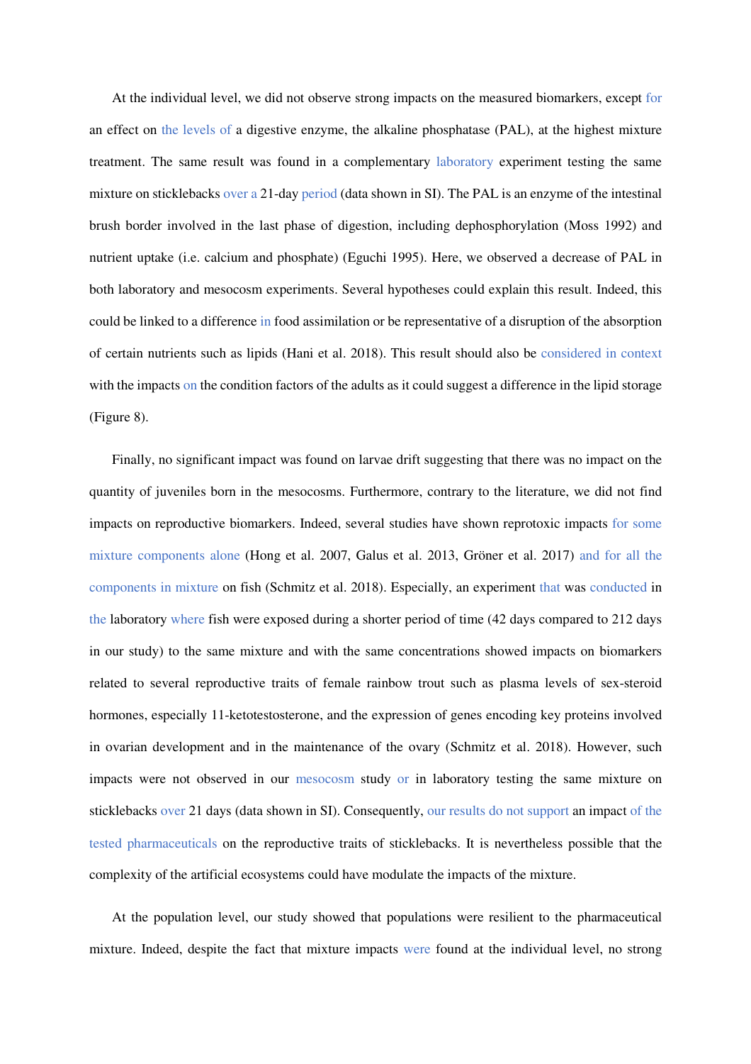At the individual level, we did not observe strong impacts on the measured biomarkers, except for an effect on the levels of a digestive enzyme, the alkaline phosphatase (PAL), at the highest mixture treatment. The same result was found in a complementary laboratory experiment testing the same mixture on sticklebacks over a 21-day period (data shown in SI). The PAL is an enzyme of the intestinal brush border involved in the last phase of digestion, including dephosphorylation (Moss 1992) and nutrient uptake (i.e. calcium and phosphate) (Eguchi 1995). Here, we observed a decrease of PAL in both laboratory and mesocosm experiments. Several hypotheses could explain this result. Indeed, this could be linked to a difference in food assimilation or be representative of a disruption of the absorption of certain nutrients such as lipids (Hani et al. 2018). This result should also be considered in context with the impacts on the condition factors of the adults as it could suggest a difference in the lipid storage (Figure 8).

Finally, no significant impact was found on larvae drift suggesting that there was no impact on the quantity of juveniles born in the mesocosms. Furthermore, contrary to the literature, we did not find impacts on reproductive biomarkers. Indeed, several studies have shown reprotoxic impacts for some mixture components alone (Hong et al. 2007, Galus et al. 2013, Gröner et al. 2017) and for all the components in mixture on fish (Schmitz et al. 2018). Especially, an experiment that was conducted in the laboratory where fish were exposed during a shorter period of time (42 days compared to 212 days in our study) to the same mixture and with the same concentrations showed impacts on biomarkers related to several reproductive traits of female rainbow trout such as plasma levels of sex-steroid hormones, especially 11-ketotestosterone, and the expression of genes encoding key proteins involved in ovarian development and in the maintenance of the ovary (Schmitz et al. 2018). However, such impacts were not observed in our mesocosm study or in laboratory testing the same mixture on sticklebacks over 21 days (data shown in SI). Consequently, our results do not support an impact of the tested pharmaceuticals on the reproductive traits of sticklebacks. It is nevertheless possible that the complexity of the artificial ecosystems could have modulate the impacts of the mixture.

At the population level, our study showed that populations were resilient to the pharmaceutical mixture. Indeed, despite the fact that mixture impacts were found at the individual level, no strong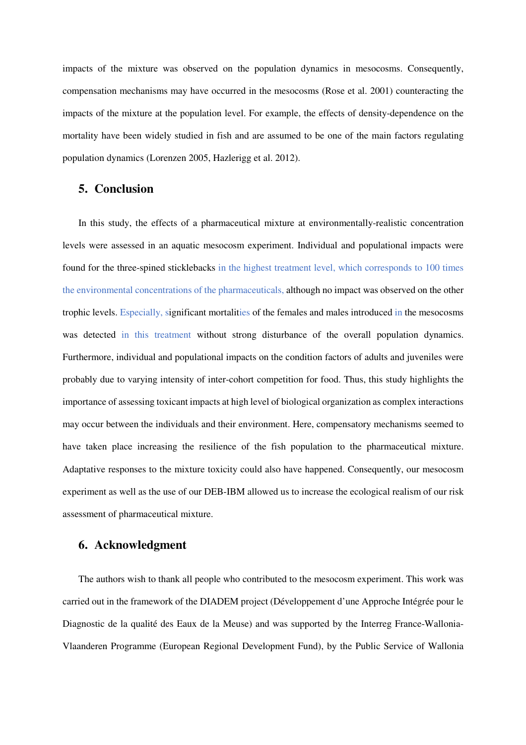impacts of the mixture was observed on the population dynamics in mesocosms. Consequently, compensation mechanisms may have occurred in the mesocosms (Rose et al. 2001) counteracting the impacts of the mixture at the population level. For example, the effects of density-dependence on the mortality have been widely studied in fish and are assumed to be one of the main factors regulating population dynamics (Lorenzen 2005, Hazlerigg et al. 2012).

## 5. Conclusion

In this study, the effects of a pharmaceutical mixture at environmentally-realistic concentration levels were assessed in an aquatic mesocosm experiment. Individual and populational impacts were found for the three-spined sticklebacks in the highest treatment level, which corresponds to 100 times the environmental concentrations of the pharmaceuticals, although no impact was observed on the other trophic levels. Especially, significant mortalities of the females and males introduced in the mesocosms was detected in this treatment without strong disturbance of the overall population dynamics. Furthermore, individual and populational impacts on the condition factors of adults and juveniles were probably due to varying intensity of inter-cohort competition for food. Thus, this study highlights the importance of assessing toxicant impacts at high level of biological organization as complex interactions may occur between the individuals and their environment. Here, compensatory mechanisms seemed to have taken place increasing the resilience of the fish population to the pharmaceutical mixture. Adaptative responses to the mixture toxicity could also have happened. Consequently, our mesocosm experiment as well as the use of our DEB-IBM allowed us to increase the ecological realism of our risk assessment of pharmaceutical mixture.

## 6. Acknowledgment

The authors wish to thank all people who contributed to the mesocosm experiment. This work was carried out in the framework of the DIADEM project (Développement d'une Approche Intégrée pour le Diagnostic de la qualité des Eaux de la Meuse) and was supported by the Interreg France-Wallonia-Vlaanderen Programme (European Regional Development Fund), by the Public Service of Wallonia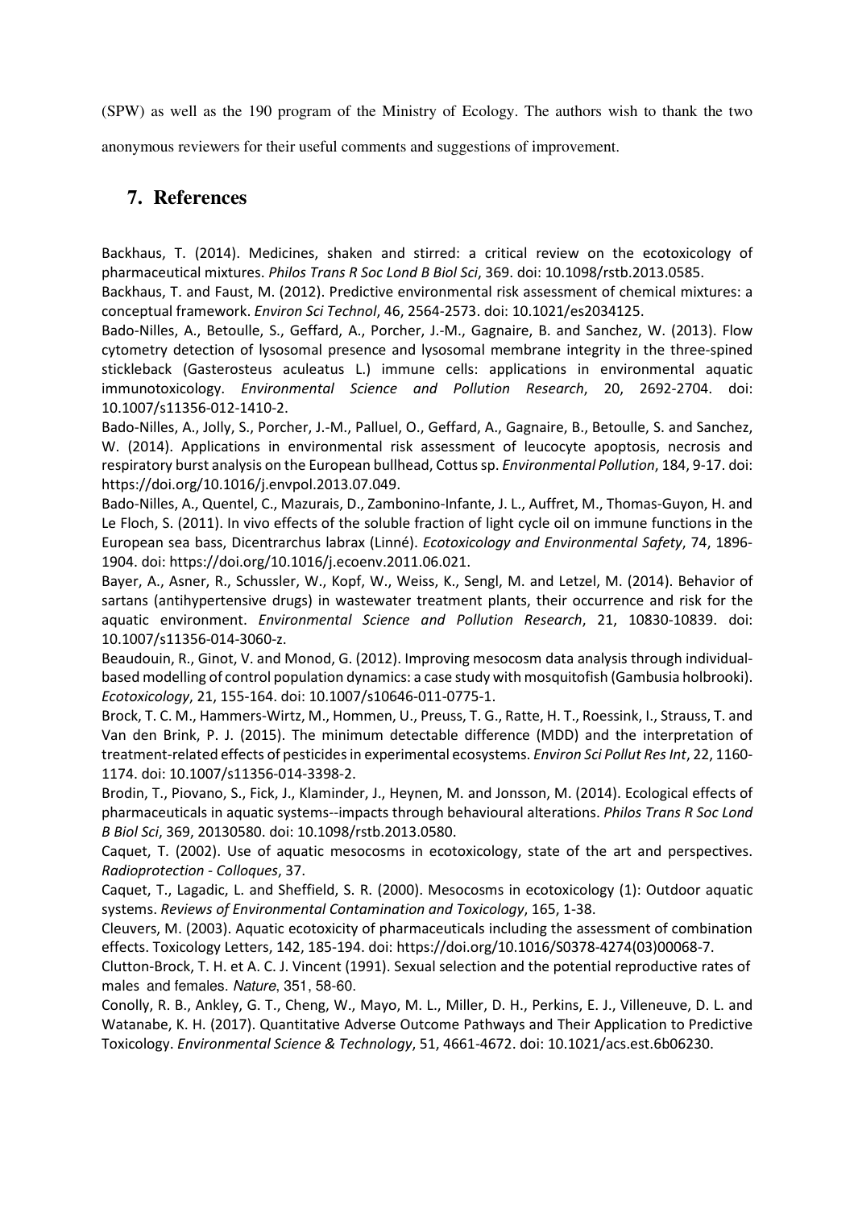(SPW) as well as the 190 program of the Ministry of Ecology. The authors wish to thank the two anonymous reviewers for their useful comments and suggestions of improvement.

## 7. References

Backhaus, T. (2014). Medicines, shaken and stirred: a critical review on the ecotoxicology of pharmaceutical mixtures. *Philos Trans R Soc Lond B Biol Sci*, 369. doi: 10.1098/rstb.2013.0585.

Backhaus, T. and Faust, M. (2012). Predictive environmental risk assessment of chemical mixtures: a conceptual framework. *Environ Sci Technol*, 46, 2564-2573. doi: 10.1021/es2034125.

Bado-Nilles, A., Betoulle, S., Geffard, A., Porcher, J.-M., Gagnaire, B. and Sanchez, W. (2013). Flow cytometry detection of lysosomal presence and lysosomal membrane integrity in the three-spined stickleback (Gasterosteus aculeatus L.) immune cells: applications in environmental aquatic immunotoxicology. *Environmental Science and Pollution Research*, 20, 2692-2704. doi: 10.1007/s11356-012-1410-2.

Bado-Nilles, A., Jolly, S., Porcher, J.-M., Palluel, O., Geffard, A., Gagnaire, B., Betoulle, S. and Sanchez, W. (2014). Applications in environmental risk assessment of leucocyte apoptosis, necrosis and respiratory burst analysis on the European bullhead, Cottus sp. *Environmental Pollution*, 184, 9-17. doi: https://doi.org/10.1016/j.envpol.2013.07.049.

Bado-Nilles, A., Quentel, C., Mazurais, D., Zambonino-Infante, J. L., Auffret, M., Thomas-Guyon, H. and Le Floch, S. (2011). In vivo effects of the soluble fraction of light cycle oil on immune functions in the European sea bass, Dicentrarchus labrax (Linné). *Ecotoxicology and Environmental Safety*, 74, 1896-1904. doi: https://doi.org/10.1016/j.ecoenv.2011.06.021.

Bayer, A., Asner, R., Schussler, W., Kopf, W., Weiss, K., Sengl, M. and Letzel, M. (2014). Behavior of sartans (antihypertensive drugs) in wastewater treatment plants, their occurrence and risk for the aquatic environment. *Environmental Science and Pollution Research*, 21, 10830-10839. doi: 10.1007/s11356-014-3060-z.

Beaudouin, R., Ginot, V. and Monod, G. (2012). Improving mesocosm data analysis through individual-based modelling of control population dynamics: a case study with mosquitofish (Gambusia holbrooki). *Ecotoxicology*, 21, 155-164. doi: 10.1007/s10646-011-0775-1.

Brock, T. C. M., Hammers-Wirtz, M., Hommen, U., Preuss, T. G., Ratte, H. T., Roessink, I., Strauss, T. and Van den Brink, P. J. (2015). The minimum detectable difference (MDD) and the interpretation of treatment-related effects of pesticides in experimental ecosystems. *Environ Sci Pollut Res Int*, 22, 1160-1174. doi: 10.1007/s11356-014-3398-2.

Brodin, T., Piovano, S., Fick, J., Klaminder, J., Heynen, M. and Jonsson, M. (2014). Ecological effects of pharmaceuticals in aquatic systems--impacts through behavioural alterations. *Philos Trans R Soc Lond B Biol Sci*, 369, 20130580. doi: 10.1098/rstb.2013.0580.

Caquet, T. (2002). Use of aquatic mesocosms in ecotoxicology, state of the art and perspectives. *Radioprotection - Colloques*, 37.

Caquet, T., Lagadic, L. and Sheffield, S. R. (2000). Mesocosms in ecotoxicology (1): Outdoor aquatic systems. *Reviews of Environmental Contamination and Toxicology*, 165, 1-38.

Cleuvers, M. (2003). Aquatic ecotoxicity of pharmaceuticals including the assessment of combination effects. Toxicology Letters, 142, 185-194. doi: https://doi.org/10.1016/S0378-4274(03)00068-7.

Clutton-Brock, T. H. et A. C. J. Vincent (1991). Sexual selection and the potential reproductive rates of males and females. *Nature*, 351, 58-60.

Conolly, R. B., Ankley, G. T., Cheng, W., Mayo, M. L., Miller, D. H., Perkins, E. J., Villeneuve, D. L. and Watanabe, K. H. (2017). Quantitative Adverse Outcome Pathways and Their Application to Predictive Toxicology. *Environmental Science & Technology*, 51, 4661-4672. doi: 10.1021/acs.est.6b06230.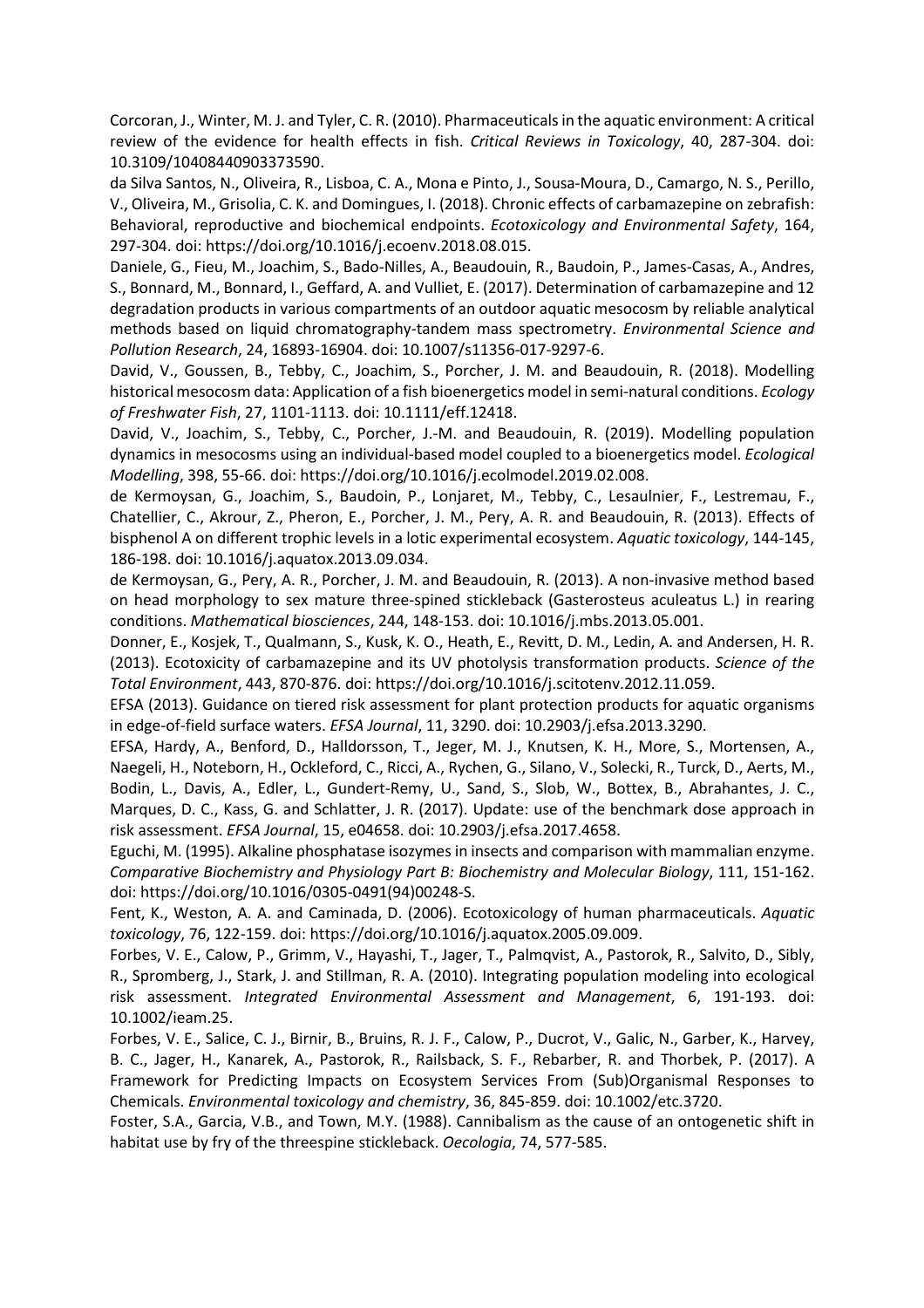Corcoran, J., Winter, M. J. and Tyler, C. R. (2010). Pharmaceuticals in the aquatic environment: A critical review of the evidence for health effects in fish. *Critical Reviews in Toxicology*, 40, 287-304. doi: 10.3109/10408440903373590.

da Silva Santos, N., Oliveira, R., Lisboa, C. A., Mona e Pinto, J., Sousa-Moura, D., Camargo, N. S., Perillo, V., Oliveira, M., Grisolia, C. K. and Domingues, I. (2018). Chronic effects of carbamazepine on zebrafish: Behavioral, reproductive and biochemical endpoints. *Ecotoxicology and Environmental Safety*, 164, 297-304. doi: https://doi.org/10.1016/j.ecoenv.2018.08.015.

Daniele, G., Fieu, M., Joachim, S., Bado-Nilles, A., Beaudouin, R., Baudoin, P., James-Casas, A., Andres, S., Bonnard, M., Bonnard, I., Geffard, A. and Vulliet, E. (2017). Determination of carbamazepine and 12 degradation products in various compartments of an outdoor aquatic mesocosm by reliable analytical methods based on liquid chromatography-tandem mass spectrometry. *Environmental Science and Pollution Research*, 24, 16893-16904. doi: 10.1007/s11356-017-9297-6.

David, V., Goussen, B., Tebby, C., Joachim, S., Porcher, J. M. and Beaudouin, R. (2018). Modelling historical mesocosm data: Application of a fish bioenergetics model in semi-natural conditions. *Ecology of Freshwater Fish*, 27, 1101-1113. doi: 10.1111/eff.12418.

David, V., Joachim, S., Tebby, C., Porcher, J.-M. and Beaudouin, R. (2019). Modelling population dynamics in mesocosms using an individual-based model coupled to a bioenergetics model. *Ecological Modelling*, 398, 55-66. doi: https://doi.org/10.1016/j.ecolmodel.2019.02.008.

de Kermoysan, G., Joachim, S., Baudoin, P., Lonjaret, M., Tebby, C., Lesaulnier, F., Lestremau, F., Chatellier, C., Akrour, Z., Pheron, E., Porcher, J. M., Pery, A. R. and Beaudouin, R. (2013). Effects of bisphenol A on different trophic levels in a lotic experimental ecosystem. *Aquatic toxicology*, 144-145, 186-198. doi: 10.1016/j.aquatox.2013.09.034.

de Kermoysan, G., Pery, A. R., Porcher, J. M. and Beaudouin, R. (2013). A non-invasive method based on head morphology to sex mature three-spined stickleback (Gasterosteus aculeatus L.) in rearing conditions. *Mathematical biosciences*, 244, 148-153. doi: 10.1016/j.mbs.2013.05.001.

Donner, E., Kosjek, T., Qualmann, S., Kusk, K. O., Heath, E., Revitt, D. M., Ledin, A. and Andersen, H. R. (2013). Ecotoxicity of carbamazepine and its UV photolysis transformation products. *Science of the Total Environment*, 443, 870-876. doi: https://doi.org/10.1016/j.scitotenv.2012.11.059.

EFSA (2013). Guidance on tiered risk assessment for plant protection products for aquatic organisms in edge-of-field surface waters. *EFSA Journal*, 11, 3290. doi: 10.2903/j.efsa.2013.3290.

EFSA, Hardy, A., Benford, D., Halldorsson, T., Jeger, M. J., Knutsen, K. H., More, S., Mortensen, A., Naegeli, H., Noteborn, H., Ockleford, C., Ricci, A., Rychen, G., Silano, V., Solecki, R., Turck, D., Aerts, M., Bodin, L., Davis, A., Edler, L., Gundert-Remy, U., Sand, S., Slob, W., Bottex, B., Abrahantes, J. C., Marques, D. C., Kass, G. and Schlatter, J. R. (2017). Update: use of the benchmark dose approach in risk assessment. *EFSA Journal*, 15, e04658. doi: 10.2903/j.efsa.2017.4658.

Eguchi, M. (1995). Alkaline phosphatase isozymes in insects and comparison with mammalian enzyme. *Comparative Biochemistry and Physiology Part B: Biochemistry and Molecular Biology*, 111, 151-162. doi: https://doi.org/10.1016/0305-0491(94)00248-S.

Fent, K., Weston, A. A. and Caminada, D. (2006). Ecotoxicology of human pharmaceuticals. *Aquatic toxicology*, 76, 122-159. doi: https://doi.org/10.1016/j.aquatox.2005.09.009.

Forbes, V. E., Calow, P., Grimm, V., Hayashi, T., Jager, T., Palmqvist, A., Pastorok, R., Salvito, D., Sibly, R., Spromberg, J., Stark, J. and Stillman, R. A. (2010). Integrating population modeling into ecological risk assessment. *Integrated Environmental Assessment and Management*, 6, 191-193. doi: 10.1002/ieam.25.

Forbes, V. E., Salice, C. J., Birnir, B., Bruins, R. J. F., Calow, P., Ducrot, V., Galic, N., Garber, K., Harvey, B. C., Jager, H., Kanarek, A., Pastorok, R., Railsback, S. F., Rebarber, R. and Thorbek, P. (2017). A Framework for Predicting Impacts on Ecosystem Services From (Sub)Organismal Responses to Chemicals. *Environmental toxicology and chemistry*, 36, 845-859. doi: 10.1002/etc.3720.

Foster, S.A., Garcia, V.B., and Town, M.Y. (1988). Cannibalism as the cause of an ontogenetic shift in habitat use by fry of the threespine stickleback. *Oecologia*, 74, 577-585.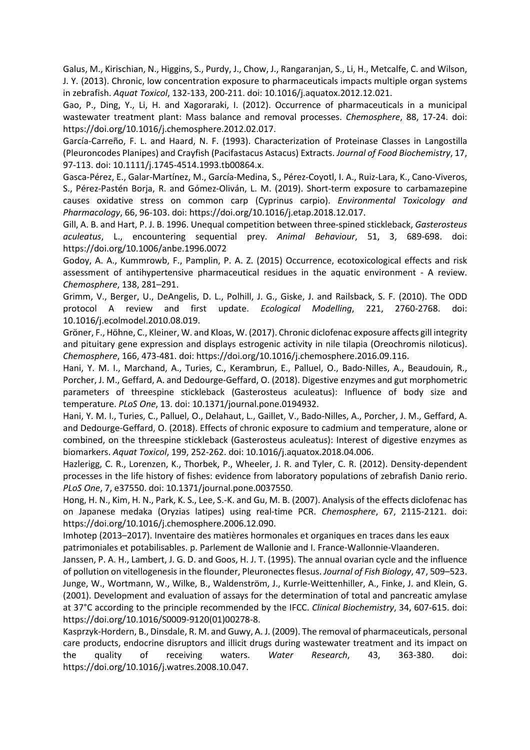Galus, M., Kirischian, N., Higgins, S., Purdy, J., Chow, J., Rangaranjan, S., Li, H., Metcalfe, C. and Wilson, J. Y. (2013). Chronic, low concentration exposure to pharmaceuticals impacts multiple organ systems in zebrafish. *Aquat Toxicol*, 132-133, 200-211. doi: 10.1016/j.aquatox.2012.12.021.

Gao, P., Ding, Y., Li, H. and Xagoraraki, I. (2012). Occurrence of pharmaceuticals in a municipal wastewater treatment plant: Mass balance and removal processes. *Chemosphere*, 88, 17-24. doi: https://doi.org/10.1016/j.chemosphere.2012.02.017.

García-Carreño, F. L. and Haard, N. F. (1993). Characterization of Proteinase Classes in Langostilla (Pleuroncodes Planipes) and Crayfish (Pacifastacus Astacus) Extracts. *Journal of Food Biochemistry*, 17, 97-113. doi: 10.1111/j.1745-4514.1993.tb00864.x.

Gasca-Pérez, E., Galar-Martínez, M., García-Medina, S., Pérez-Coyotl, I. A., Ruiz-Lara, K., Cano-Viveros, S., Pérez-Pastén Borja, R. and Gómez-Oliván, L. M. (2019). Short-term exposure to carbamazepine causes oxidative stress on common carp (Cyprinus carpio). *Environmental Toxicology and Pharmacology*, 66, 96-103. doi: https://doi.org/10.1016/j.etap.2018.12.017.

Gill, A. B. and Hart, P. J. B. 1996. Unequal competition between three-spined stickleback, *Gasterosteus aculeatus*, L., encountering sequential prey. *Animal Behaviour*, 51, 3, 689-698. doi: https://doi.org/10.1006/anbe.1996.0072

Godoy, A. A., Kummrowb, F., Pamplin, P. A. Z. (2015) Occurrence, ecotoxicological effects and risk assessment of antihypertensive pharmaceutical residues in the aquatic environment - A review. *Chemosphere*, 138, 281–291.

Grimm, V., Berger, U., DeAngelis, D. L., Polhill, J. G., Giske, J. and Railsback, S. F. (2010). The ODD protocol A review and first update. *Ecological Modelling*, 221, 2760-2768. doi: 10.1016/j.ecolmodel.2010.08.019.

Gröner, F., Höhne, C., Kleiner, W. and Kloas, W. (2017). Chronic diclofenac exposure affects gill integrity and pituitary gene expression and displays estrogenic activity in nile tilapia (Oreochromis niloticus). *Chemosphere*, 166, 473-481. doi: https://doi.org/10.1016/j.chemosphere.2016.09.116.

Hani, Y. M. I., Marchand, A., Turies, C., Kerambrun, E., Palluel, O., Bado-Nilles, A., Beaudouin, R., Porcher, J. M., Geffard, A. and Dedourge-Geffard, O. (2018). Digestive enzymes and gut morphometric parameters of threespine stickleback (Gasterosteus aculeatus): Influence of body size and temperature. *PLoS One*, 13. doi: 10.1371/journal.pone.0194932.

Hani, Y. M. I., Turies, C., Palluel, O., Delahaut, L., Gaillet, V., Bado-Nilles, A., Porcher, J. M., Geffard, A. and Dedourge-Geffard, O. (2018). Effects of chronic exposure to cadmium and temperature, alone or combined, on the threespine stickleback (Gasterosteus aculeatus): Interest of digestive enzymes as biomarkers. *Aquat Toxicol*, 199, 252-262. doi: 10.1016/j.aquatox.2018.04.006.

Hazlerigg, C. R., Lorenzen, K., Thorbek, P., Wheeler, J. R. and Tyler, C. R. (2012). Density-dependent processes in the life history of fishes: evidence from laboratory populations of zebrafish Danio rerio. *PLoS One*, 7, e37550. doi: 10.1371/journal.pone.0037550.

Hong, H. N., Kim, H. N., Park, K. S., Lee, S.-K. and Gu, M. B. (2007). Analysis of the effects diclofenac has on Japanese medaka (Oryzias latipes) using real-time PCR. *Chemosphere*, 67, 2115-2121. doi: https://doi.org/10.1016/j.chemosphere.2006.12.090.

Imhotep (2013–2017). Inventaire des matières hormonales et organiques en traces dans les eaux patrimoniales et potabilisables. p. Parlement de Wallonie and I. France-Wallonnie-Vlaanderen.

Janssen, P. A. H., Lambert, J. G. D. and Goos, H. J. T. (1995). The annual ovarian cycle and the influence of pollution on vitellogenesis in the flounder, Pleuronectes flesus. *Journal of Fish Biology*, 47, 509–523.

Junge, W., Wortmann, W., Wilke, B., Waldenström, J., Kurrle-Weittenhiller, A., Finke, J. and Klein, G. (2001). Development and evaluation of assays for the determination of total and pancreatic amylase at 37°C according to the principle recommended by the IFCC. *Clinical Biochemistry*, 34, 607-615. doi: https://doi.org/10.1016/S0009-9120(01)00278-8.

Kasprzyk-Hordern, B., Dinsdale, R. M. and Guwy, A. J. (2009). The removal of pharmaceuticals, personal care products, endocrine disruptors and illicit drugs during wastewater treatment and its impact on the quality of receiving waters. *Water Research*, 43, 363-380. doi: https://doi.org/10.1016/j.watres.2008.10.047.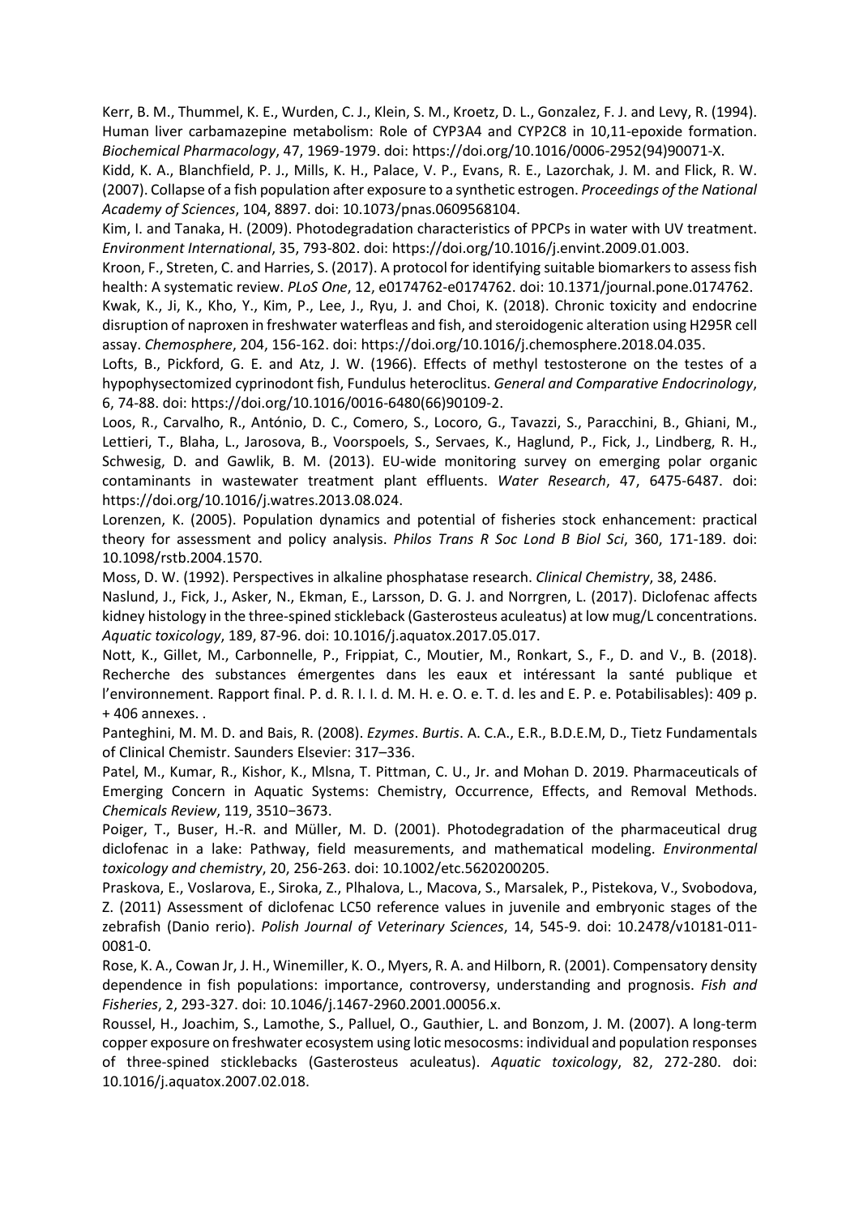Kerr, B. M., Thummel, K. E., Wurden, C. J., Klein, S. M., Kroetz, D. L., Gonzalez, F. J. and Levy, R. (1994). Human liver carbamazepine metabolism: Role of CYP3A4 and CYP2C8 in 10,11-epoxide formation. *Biochemical Pharmacology*, 47, 1969-1979. doi: https://doi.org/10.1016/0006-2952(94)90071-X.

Kidd, K. A., Blanchfield, P. J., Mills, K. H., Palace, V. P., Evans, R. E., Lazorchak, J. M. and Flick, R. W. (2007). Collapse of a fish population after exposure to a synthetic estrogen. *Proceedings of the National Academy of Sciences*, 104, 8897. doi: 10.1073/pnas.0609568104.

Kim, I. and Tanaka, H. (2009). Photodegradation characteristics of PPCPs in water with UV treatment. *Environment International*, 35, 793-802. doi: https://doi.org/10.1016/j.envint.2009.01.003.

Kroon, F., Streten, C. and Harries, S. (2017). A protocol for identifying suitable biomarkers to assess fish health: A systematic review. *PLoS One*, 12, e0174762-e0174762. doi: 10.1371/journal.pone.0174762.

Kwak, K., Ji, K., Kho, Y., Kim, P., Lee, J., Ryu, J. and Choi, K. (2018). Chronic toxicity and endocrine disruption of naproxen in freshwater waterfleas and fish, and steroidogenic alteration using H295R cell assay. *Chemosphere*, 204, 156-162. doi: https://doi.org/10.1016/j.chemosphere.2018.04.035.

Lofts, B., Pickford, G. E. and Atz, J. W. (1966). Effects of methyl testosterone on the testes of a hypophysectomized cyprinodont fish, Fundulus heteroclitus. *General and Comparative Endocrinology*, 6, 74-88. doi: https://doi.org/10.1016/0016-6480(66)90109-2.

Loos, R., Carvalho, R., António, D. C., Comero, S., Locoro, G., Tavazzi, S., Paracchini, B., Ghiani, M., Lettieri, T., Blaha, L., Jarosova, B., Voorspoels, S., Servaes, K., Haglund, P., Fick, J., Lindberg, R. H., Schwesig, D. and Gawlik, B. M. (2013). EU-wide monitoring survey on emerging polar organic contaminants in wastewater treatment plant effluents. *Water Research*, 47, 6475-6487. doi: https://doi.org/10.1016/j.watres.2013.08.024.

Lorenzen, K. (2005). Population dynamics and potential of fisheries stock enhancement: practical theory for assessment and policy analysis. *Philos Trans R Soc Lond B Biol Sci*, 360, 171-189. doi: 10.1098/rstb.2004.1570.

Moss, D. W. (1992). Perspectives in alkaline phosphatase research. *Clinical Chemistry*, 38, 2486.

Naslund, J., Fick, J., Asker, N., Ekman, E., Larsson, D. G. J. and Norrgren, L. (2017). Diclofenac affects kidney histology in the three-spined stickleback (Gasterosteus aculeatus) at low mug/L concentrations. *Aquatic toxicology*, 189, 87-96. doi: 10.1016/j.aquatox.2017.05.017.

Nott, K., Gillet, M., Carbonnelle, P., Frippiat, C., Moutier, M., Ronkart, S., F., D. and V., B. (2018). Recherche des substances émergentes dans les eaux et intéressant la santé publique et l'environnement. Rapport final. P. d. R. I. I. d. M. H. e. O. e. T. d. les and E. P. e. Potabilisables): 409 p. + 406 annexes. .

Panteghini, M. M. D. and Bais, R. (2008). *Ezymes*. *Burtis*. A. C.A., E.R., B.D.E.M, D., Tietz Fundamentals of Clinical Chemistr. Saunders Elsevier: 317–336.

Patel, M., Kumar, R., Kishor, K., Mlsna, T. Pittman, C. U., Jr. and Mohan D. 2019. Pharmaceuticals of Emerging Concern in Aquatic Systems: Chemistry, Occurrence, Effects, and Removal Methods. *Chemicals Review*, 119, 3510−3673.

Poiger, T., Buser, H.-R. and Müller, M. D. (2001). Photodegradation of the pharmaceutical drug diclofenac in a lake: Pathway, field measurements, and mathematical modeling. *Environmental toxicology and chemistry*, 20, 256-263. doi: 10.1002/etc.5620200205.

Praskova, E., Voslarova, E., Siroka, Z., Plhalova, L., Macova, S., Marsalek, P., Pistekova, V., Svobodova, Z. (2011) Assessment of diclofenac LC50 reference values in juvenile and embryonic stages of the zebrafish (Danio rerio). *Polish Journal of Veterinary Sciences*, 14, 545-9. doi: 10.2478/v10181-011-0081-0.

Rose, K. A., Cowan Jr, J. H., Winemiller, K. O., Myers, R. A. and Hilborn, R. (2001). Compensatory density dependence in fish populations: importance, controversy, understanding and prognosis. *Fish and Fisheries*, 2, 293-327. doi: 10.1046/j.1467-2960.2001.00056.x.

Roussel, H., Joachim, S., Lamothe, S., Palluel, O., Gauthier, L. and Bonzom, J. M. (2007). A long-term copper exposure on freshwater ecosystem using lotic mesocosms: individual and population responses of three-spined sticklebacks (Gasterosteus aculeatus). *Aquatic toxicology*, 82, 272-280. doi: 10.1016/j.aquatox.2007.02.018.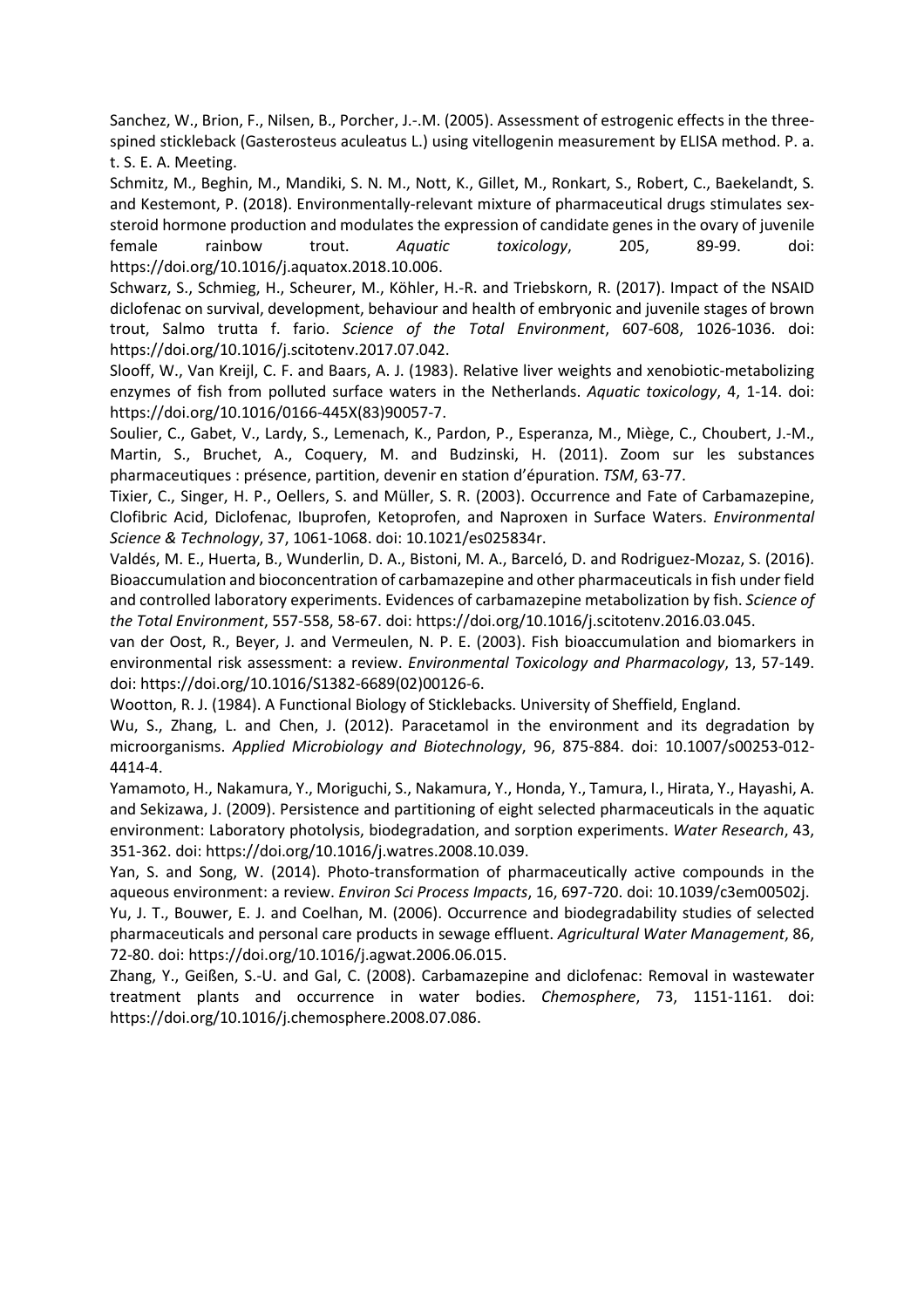Sanchez, W., Brion, F., Nilsen, B., Porcher, J.-.M. (2005). Assessment of estrogenic effects in the three-spined stickleback (Gasterosteus aculeatus L.) using vitellogenin measurement by ELISA method. P. a. t. S. E. A. Meeting.

Schmitz, M., Beghin, M., Mandiki, S. N. M., Nott, K., Gillet, M., Ronkart, S., Robert, C., Baekelandt, S. and Kestemont, P. (2018). Environmentally-relevant mixture of pharmaceutical drugs stimulates sex-steroid hormone production and modulates the expression of candidate genes in the ovary of juvenile female rainbow trout. *Aquatic toxicology*, 205, 89-99. doi: https://doi.org/10.1016/j.aquatox.2018.10.006.

Schwarz, S., Schmieg, H., Scheurer, M., Köhler, H.-R. and Triebskorn, R. (2017). Impact of the NSAID diclofenac on survival, development, behaviour and health of embryonic and juvenile stages of brown trout, Salmo trutta f. fario. *Science of the Total Environment*, 607-608, 1026-1036. doi: https://doi.org/10.1016/j.scitotenv.2017.07.042.

Slooff, W., Van Kreijl, C. F. and Baars, A. J. (1983). Relative liver weights and xenobiotic-metabolizing enzymes of fish from polluted surface waters in the Netherlands. *Aquatic toxicology*, 4, 1-14. doi: https://doi.org/10.1016/0166-445X(83)90057-7.

Soulier, C., Gabet, V., Lardy, S., Lemenach, K., Pardon, P., Esperanza, M., Miège, C., Choubert, J.-M., Martin, S., Bruchet, A., Coquery, M. and Budzinski, H. (2011). Zoom sur les substances pharmaceutiques : présence, partition, devenir en station d'épuration. *TSM*, 63-77.

Tixier, C., Singer, H. P., Oellers, S. and Müller, S. R. (2003). Occurrence and Fate of Carbamazepine, Clofibric Acid, Diclofenac, Ibuprofen, Ketoprofen, and Naproxen in Surface Waters. *Environmental Science & Technology*, 37, 1061-1068. doi: 10.1021/es025834r.

Valdés, M. E., Huerta, B., Wunderlin, D. A., Bistoni, M. A., Barceló, D. and Rodriguez-Mozaz, S. (2016). Bioaccumulation and bioconcentration of carbamazepine and other pharmaceuticals in fish under field and controlled laboratory experiments. Evidences of carbamazepine metabolization by fish. *Science of the Total Environment*, 557-558, 58-67. doi: https://doi.org/10.1016/j.scitotenv.2016.03.045.

van der Oost, R., Beyer, J. and Vermeulen, N. P. E. (2003). Fish bioaccumulation and biomarkers in environmental risk assessment: a review. *Environmental Toxicology and Pharmacology*, 13, 57-149. doi: https://doi.org/10.1016/S1382-6689(02)00126-6.

Wootton, R. J. (1984). A Functional Biology of Sticklebacks. University of Sheffield, England.

Wu, S., Zhang, L. and Chen, J. (2012). Paracetamol in the environment and its degradation by microorganisms. *Applied Microbiology and Biotechnology*, 96, 875-884. doi: 10.1007/s00253-012-4414-4.

Yamamoto, H., Nakamura, Y., Moriguchi, S., Nakamura, Y., Honda, Y., Tamura, I., Hirata, Y., Hayashi, A. and Sekizawa, J. (2009). Persistence and partitioning of eight selected pharmaceuticals in the aquatic environment: Laboratory photolysis, biodegradation, and sorption experiments. *Water Research*, 43, 351-362. doi: https://doi.org/10.1016/j.watres.2008.10.039.

Yan, S. and Song, W. (2014). Photo-transformation of pharmaceutically active compounds in the aqueous environment: a review. *Environ Sci Process Impacts*, 16, 697-720. doi: 10.1039/c3em00502j.

Yu, J. T., Bouwer, E. J. and Coelhan, M. (2006). Occurrence and biodegradability studies of selected pharmaceuticals and personal care products in sewage effluent. *Agricultural Water Management*, 86, 72-80. doi: https://doi.org/10.1016/j.agwat.2006.06.015.

Zhang, Y., Geißen, S.-U. and Gal, C. (2008). Carbamazepine and diclofenac: Removal in wastewater treatment plants and occurrence in water bodies. *Chemosphere*, 73, 1151-1161. doi: https://doi.org/10.1016/j.chemosphere.2008.07.086.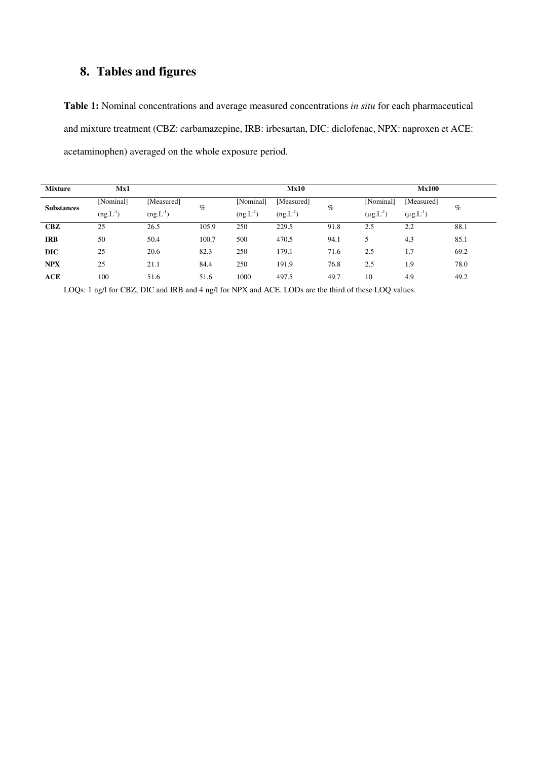## 8. Tables and figures

**Table 1:** Nominal concentrations and average measured concentrations *in situ* for each pharmaceutical and mixture treatment (CBZ: carbamazepine, IRB: irbesartan, DIC: diclofenac, NPX: naproxen et ACE: acetaminophen) averaged on the whole exposure period.

| **Mixture** | **Mx1** | | | **Mx10** | | | **Mx100** | | |
|---|---|---|---|---|---|---|---|---|---|
| **Substances** | [Nominal] ($ng.L^{-1}$) | [Measured] ($ng.L^{-1}$) | % | [Nominal] ($ng.L^{-1}$) | [Measured] ($ng.L^{-1}$) | % | [Nominal] ($\mu g.L^{-1}$) | [Measured] ($\mu g.L^{-1}$) | % |
| **CBZ** | 25 | 26.5 | 105.9 | 250 | 229.5 | 91.8 | 2.5 | 2.2 | 88.1 |
| **IRB** | 50 | 50.4 | 100.7 | 500 | 470.5 | 94.1 | 5 | 4.3 | 85.1 |
| **DIC** | 25 | 20.6 | 82.3 | 250 | 179.1 | 71.6 | 2.5 | 1.7 | 69.2 |
| **NPX** | 25 | 21.1 | 84.4 | 250 | 191.9 | 76.8 | 2.5 | 1.9 | 78.0 |
| **ACE** | 100 | 51.6 | 51.6 | 1000 | 497.5 | 49.7 | 10 | 4.9 | 49.2 |

LOQs: 1 ng/l for CBZ, DIC and IRB and 4 ng/l for NPX and ACE. LODs are the third of these LOQ values.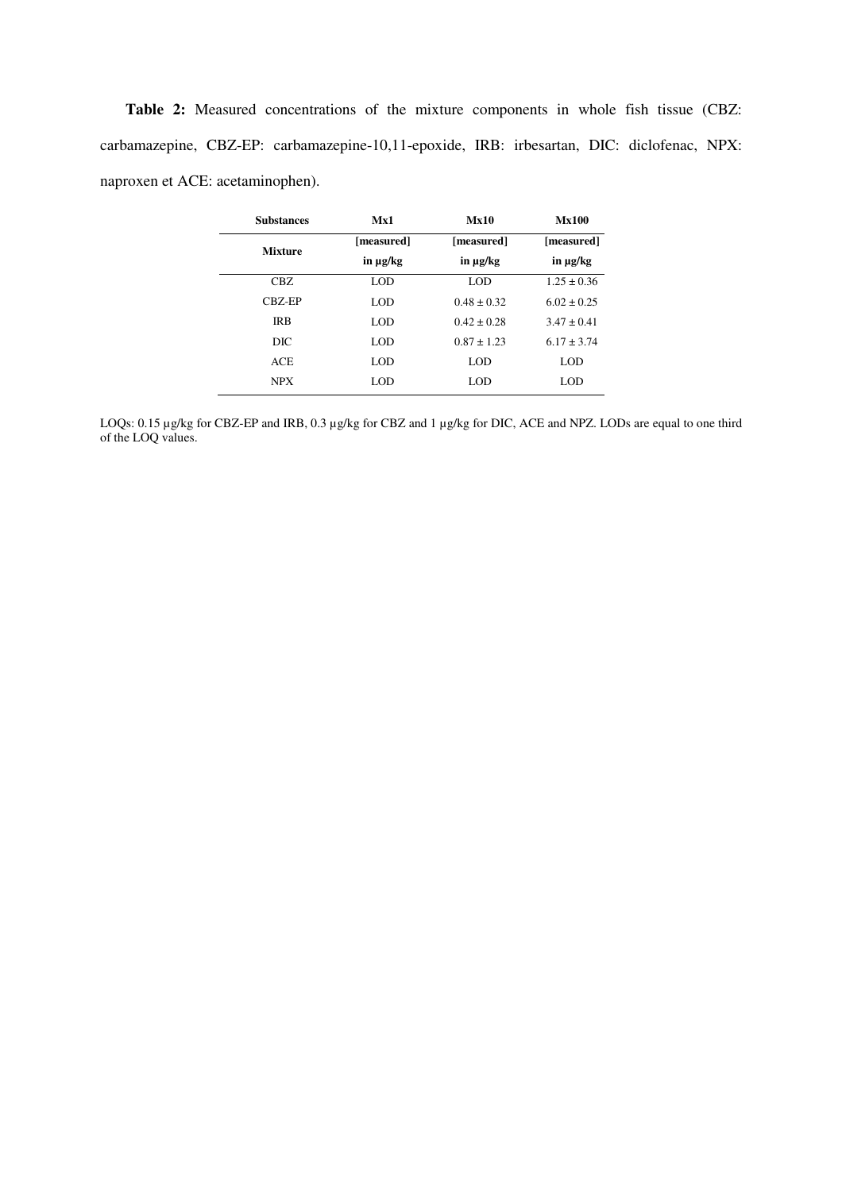**Table 2:** Measured concentrations of the mixture components in whole fish tissue (CBZ: carbamazepine, CBZ-EP: carbamazepine-10,11-epoxide, IRB: irbesartan, DIC: diclofenac, NPX: naproxen et ACE: acetaminophen).

| Substances | Mx1 | Mx10 | Mx100 |
|---|---|---|---|
| Mixture | [measured] in µg/kg | [measured] in µg/kg | [measured] in µg/kg |
| CBZ | LOD | LOD | 1.25 ± 0.36 |
| CBZ-EP | LOD | 0.48 ± 0.32 | 6.02 ± 0.25 |
| IRB | LOD | 0.42 ± 0.28 | 3.47 ± 0.41 |
| DIC | LOD | 0.87 ± 1.23 | 6.17 ± 3.74 |
| ACE | LOD | LOD | LOD |
| NPX | LOD | LOD | LOD |

LOQs: 0.15 µg/kg for CBZ-EP and IRB, 0.3 µg/kg for CBZ and 1 µg/kg for DIC, ACE and NPZ. LODs are equal to one third of the LOQ values.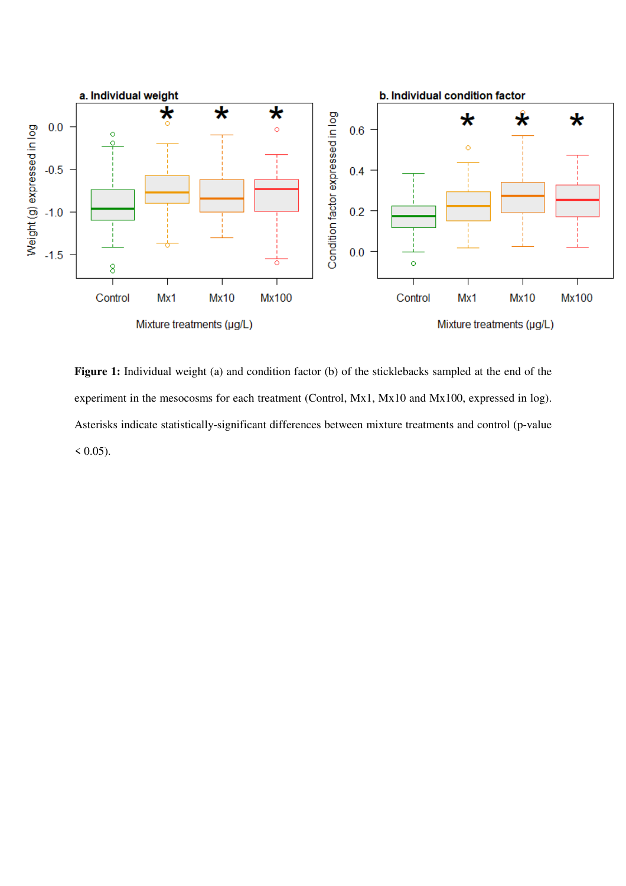**Figure 1:** Individual weight (a) and condition factor (b) of the sticklebacks sampled at the end of the experiment in the mesocosms for each treatment (Control, Mx1, Mx10 and Mx100, expressed in log). Asterisks indicate statistically-significant differences between mixture treatments and control (p-value < 0.05).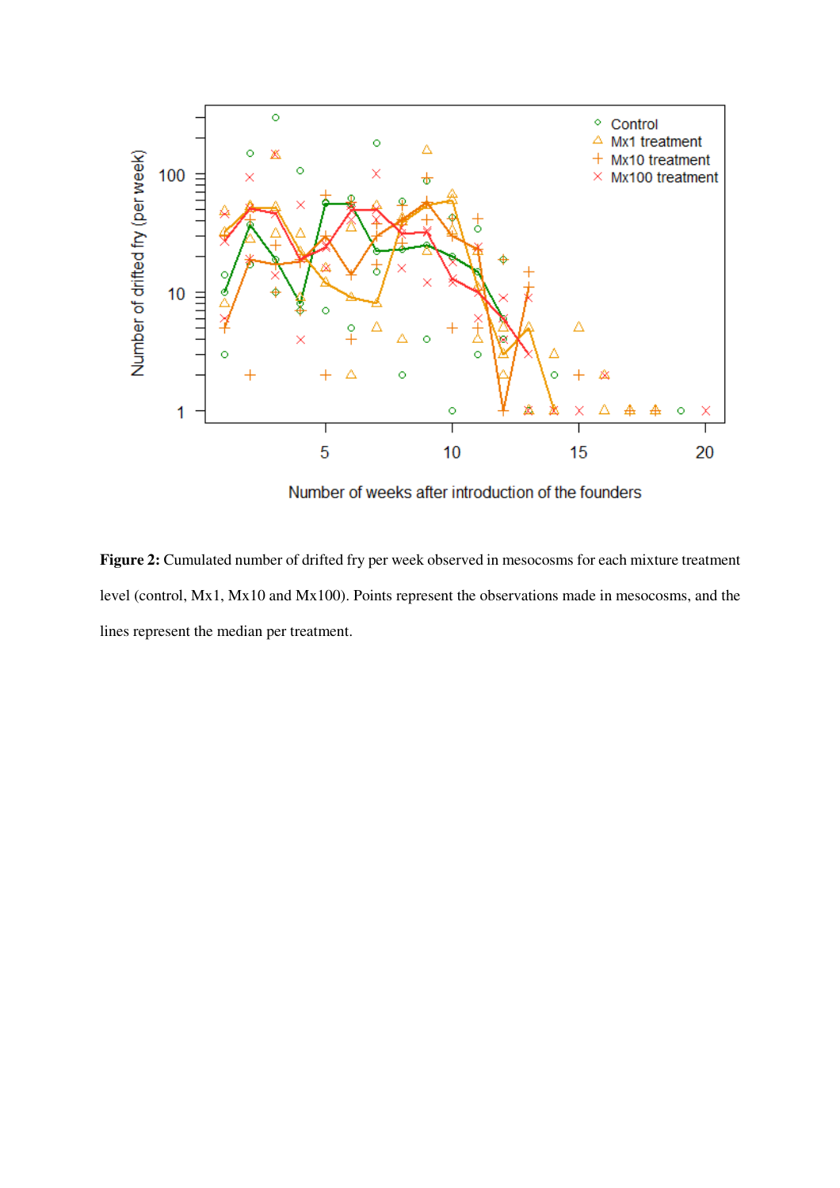**Figure 2:** Cumulated number of drifted fry per week observed in mesocosms for each mixture treatment level (control, Mx1, Mx10 and Mx100). Points represent the observations made in mesocosms, and the lines represent the median per treatment.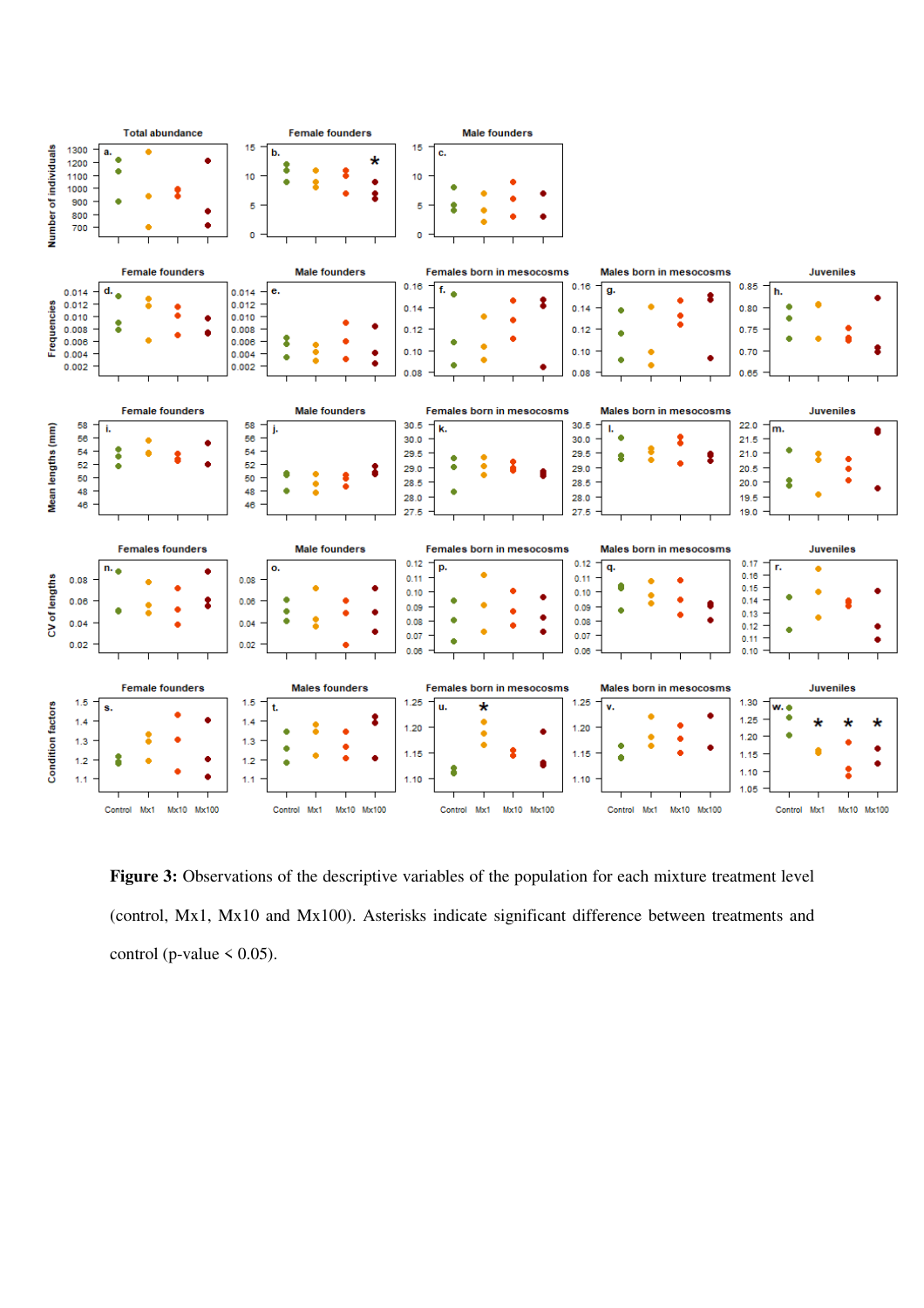**Figure 3:** Observations of the descriptive variables of the population for each mixture treatment level (control, Mx1, Mx10 and Mx100). Asterisks indicate significant difference between treatments and control (p-value < 0.05).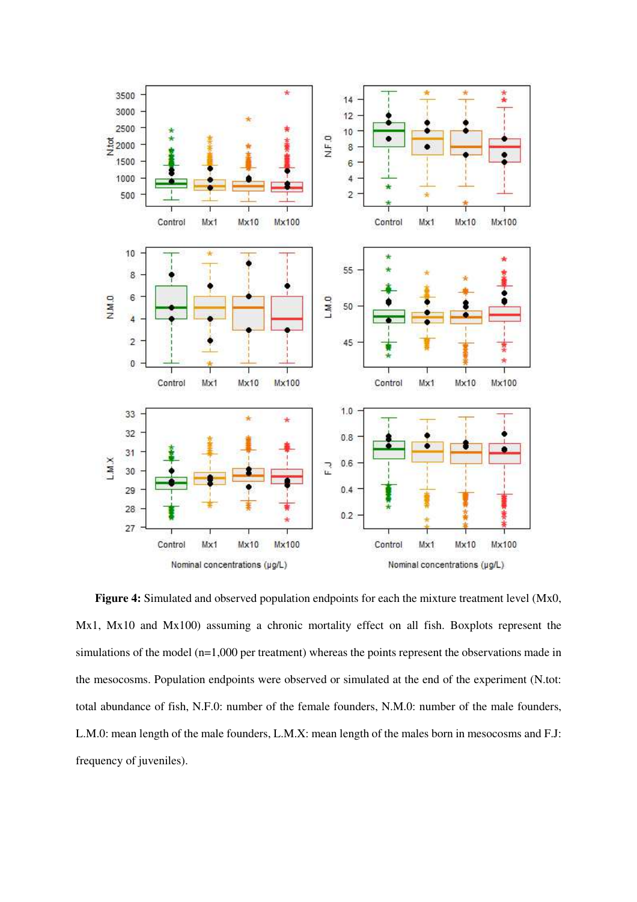**Figure 4:** Simulated and observed population endpoints for each the mixture treatment level (Mx0, Mx1, Mx10 and Mx100) assuming a chronic mortality effect on all fish. Boxplots represent the simulations of the model (n=1,000 per treatment) whereas the points represent the observations made in the mesocosms. Population endpoints were observed or simulated at the end of the experiment (N.tot: total abundance of fish, N.F.0: number of the female founders, N.M.0: number of the male founders, L.M.0: mean length of the male founders, L.M.X: mean length of the males born in mesocosms and F.J: frequency of juveniles).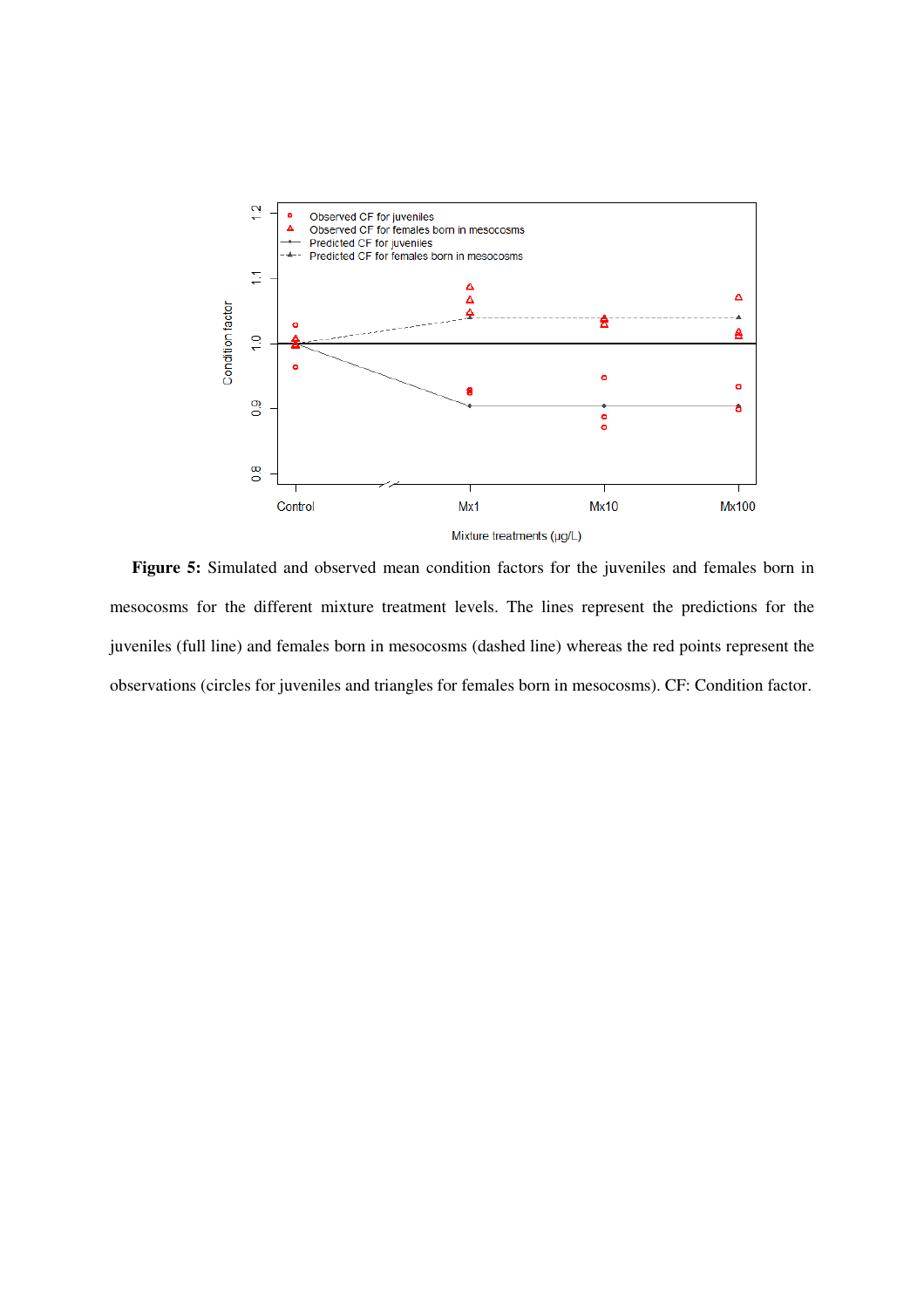**Figure 5:** Simulated and observed mean condition factors for the juveniles and females born in mesocosms for the different mixture treatment levels. The lines represent the predictions for the juveniles (full line) and females born in mesocosms (dashed line) whereas the red points represent the observations (circles for juveniles and triangles for females born in mesocosms). CF: Condition factor.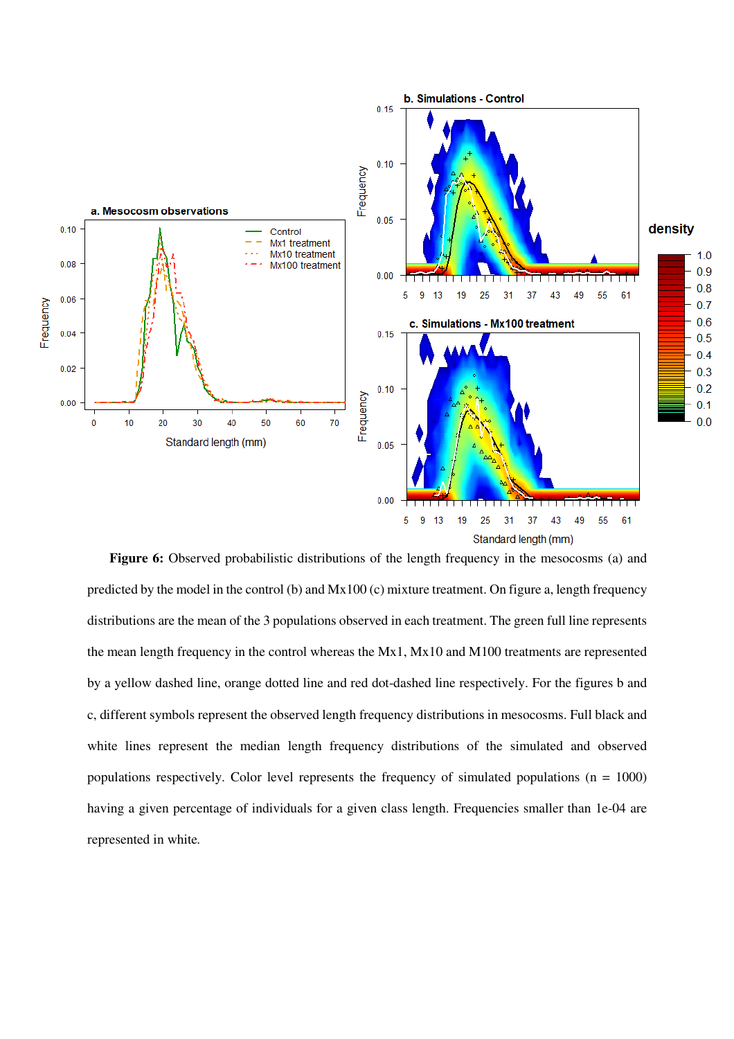**Figure 6:** Observed probabilistic distributions of the length frequency in the mesocosms (a) and predicted by the model in the control (b) and Mx100 (c) mixture treatment. On figure a, length frequency distributions are the mean of the 3 populations observed in each treatment. The green full line represents the mean length frequency in the control whereas the Mx1, Mx10 and M100 treatments are represented by a yellow dashed line, orange dotted line and red dot-dashed line respectively. For the figures b and c, different symbols represent the observed length frequency distributions in mesocosms. Full black and white lines represent the median length frequency distributions of the simulated and observed populations respectively. Color level represents the frequency of simulated populations (n = 1000) having a given percentage of individuals for a given class length. Frequencies smaller than 1e-04 are represented in white.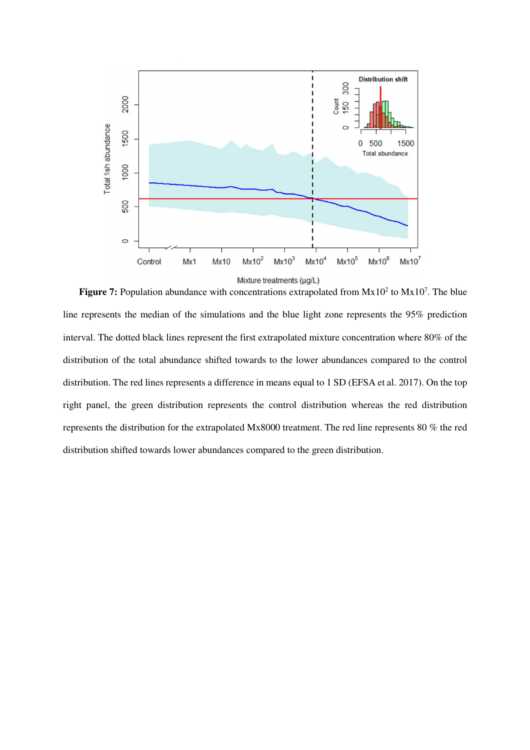**Figure 7:** Population abundance with concentrations extrapolated from $Mx10^2$ to $Mx10^7$. The blue line represents the median of the simulations and the blue light zone represents the 95% prediction interval. The dotted black lines represent the first extrapolated mixture concentration where 80% of the distribution of the total abundance shifted towards to the lower abundances compared to the control distribution. The red lines represents a difference in means equal to 1 SD (EFSA et al. 2017). On the top right panel, the green distribution represents the control distribution whereas the red distribution represents the distribution for the extrapolated Mx8000 treatment. The red line represents 80 % the red distribution shifted towards lower abundances compared to the green distribution.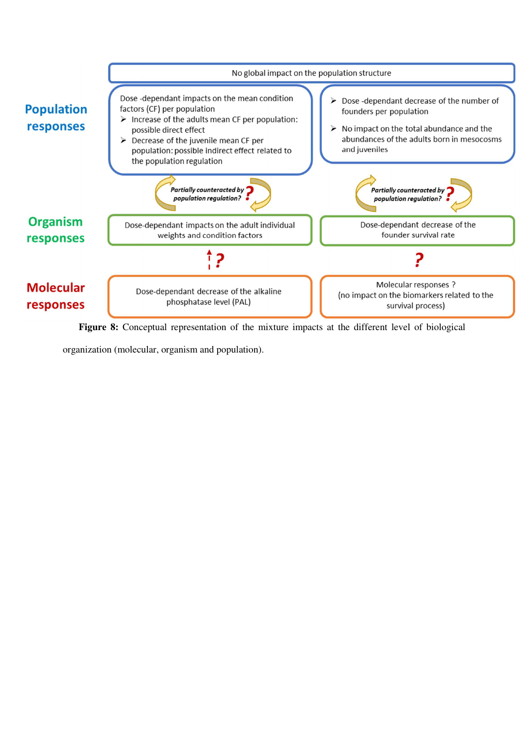Population responses

No global impact on the population structure

Dose -dependant impacts on the mean condition factors (CF) per population

- Increase of the adults mean CF per population: possible direct effect
- Decrease of the juvenile mean CF per population: possible indirect effect related to the population regulation

- Dose -dependant decrease of the number of founders per population
- No impact on the total abundance and the abundances of the adults born in mesocosms and juveniles

*Partially counteracted by population regulation?* ?

*Partially counteracted by population regulation?* ?

Organism responses

Dose-dependant impacts on the adult individual weights and condition factors

Dose-dependant decrease of the founder survival rate

?

?

Molecular responses

Dose-dependant decrease of the alkaline phosphatase level (PAL)

Molecular responses ?
(no impact on the biomarkers related to the survival process)

**Figure 8:** Conceptual representation of the mixture impacts at the different level of biological organization (molecular, organism and population).